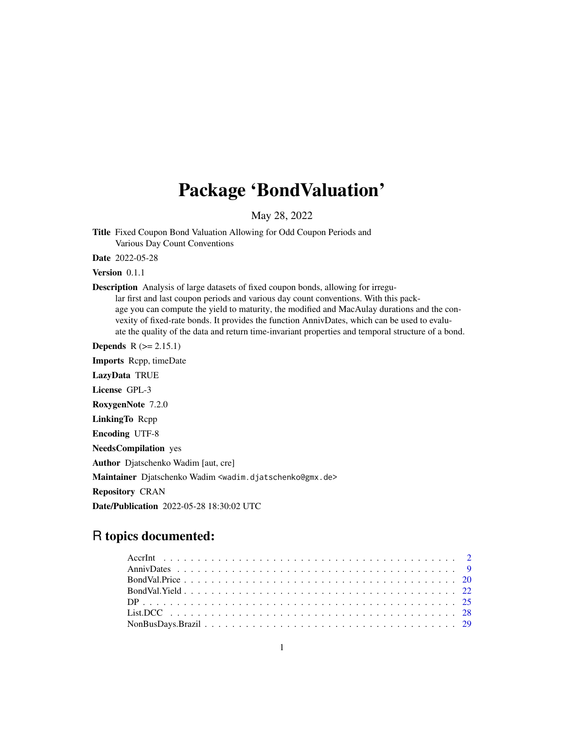# Package 'BondValuation'

May 28, 2022

**Title** Fixed Coupon Bond Valuation Allowing for Odd Coupon Periods and Various Day Count Conventions

**Date** 2022-05-28

**Version** 0.1.1

**Description** Analysis of large datasets of fixed coupon bonds, allowing for irregular first and last coupon periods and various day count conventions. With this package you can compute the yield to maturity, the modified and MacAulay durations and the convexity of fixed-rate bonds. It provides the function AnnivDates, which can be used to evaluate the quality of the data and return time-invariant properties and temporal structure of a bond.

**Depends** R (>= 2.15.1)

**Imports** Rcpp, timeDate

**LazyData** TRUE

**License** GPL-3

**RoxygenNote** 7.2.0

**LinkingTo** Rcpp

**Encoding** UTF-8

**NeedsCompilation** yes

**Author** Djatschenko Wadim [aut, cre]

**Maintainer** Djatschenko Wadim <wadim.djatschenko@gmx.de>

**Repository** CRAN

**Date/Publication** 2022-05-28 18:30:02 UTC

## R topics documented:

- AccrInt . . . . . . . . . . . . . . . . . . . . . . . . . . . . . . . . . . . . . . . . 2
- AnnivDates . . . . . . . . . . . . . . . . . . . . . . . . . . . . . . . . . . . . . . 9
- BondVal.Price . . . . . . . . . . . . . . . . . . . . . . . . . . . . . . . . . . . . . 20
- BondVal.Yield . . . . . . . . . . . . . . . . . . . . . . . . . . . . . . . . . . . . . 22
- DP . . . . . . . . . . . . . . . . . . . . . . . . . . . . . . . . . . . . . . . . . . . 25
- List.DCC . . . . . . . . . . . . . . . . . . . . . . . . . . . . . . . . . . . . . . . 28
- NonBusDays.Brazil . . . . . . . . . . . . . . . . . . . . . . . . . . . . . . . . . . 29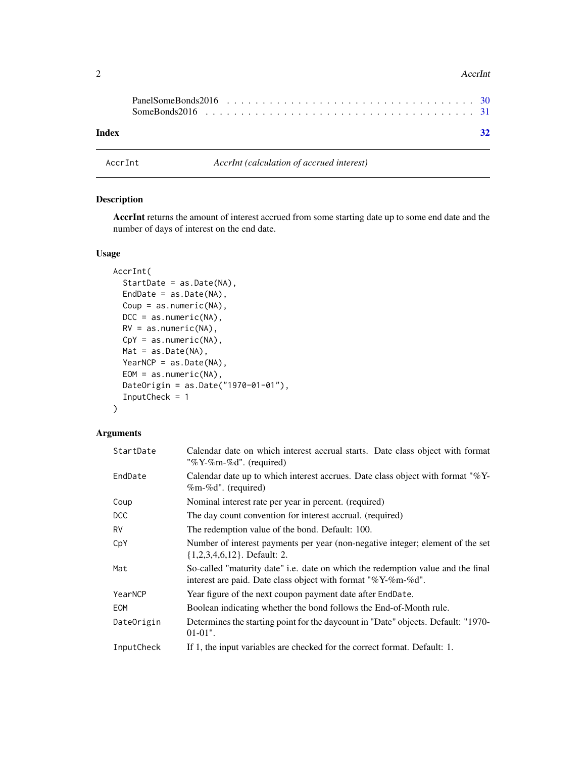| | |
|---|---|
| PanelSomeBonds2016 | 30 |
| SomeBonds2016 | 31 |

**Index** **32**

---

AccrInt *AccrInt (calculation of accrued interest)*

---

## Description

**AccrInt** returns the amount of interest accrued from some starting date up to some end date and the number of days of interest on the end date.

## Usage

```
AccrInt(
  StartDate = as.Date(NA),
  EndDate = as.Date(NA),
  Coup = as.numeric(NA),
  DCC = as.numeric(NA),
  RV = as.numeric(NA),
  CpY = as.numeric(NA),
  Mat = as.Date(NA),
  YearNCP = as.Date(NA),
  EOM = as.numeric(NA),
  DateOrigin = as.Date("1970-01-01"),
  InputCheck = 1
)
```

## Arguments

| | |
|---|---|
| StartDate | Calendar date on which interest accrual starts. Date class object with format "%Y-%m-%d". (required) |
| EndDate | Calendar date up to which interest accrues. Date class object with format "%Y-%m-%d". (required) |
| Coup | Nominal interest rate per year in percent. (required) |
| DCC | The day count convention for interest accrual. (required) |
| RV | The redemption value of the bond. Default: 100. |
| CpY | Number of interest payments per year (non-negative integer; element of the set {1,2,3,4,6,12}. Default: 2. |
| Mat | So-called "maturity date" i.e. date on which the redemption value and the final interest are paid. Date class object with format "%Y-%m-%d". |
| YearNCP | Year figure of the next coupon payment date after `EndDate`. |
| EOM | Boolean indicating whether the bond follows the End-of-Month rule. |
| DateOrigin | Determines the starting point for the daycount in "Date" objects. Default: "1970-01-01". |
| InputCheck | If 1, the input variables are checked for the correct format. Default: 1. |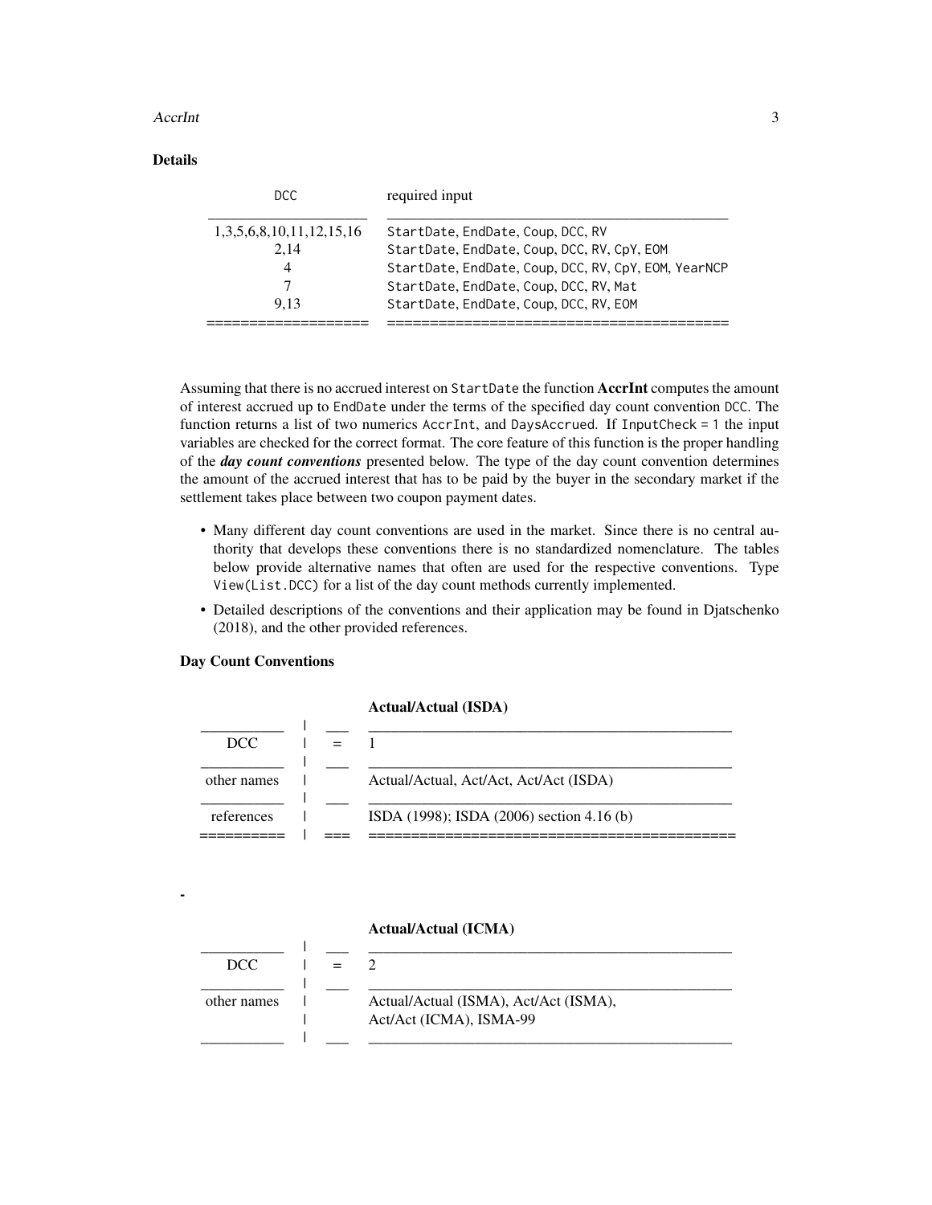### Details

| DCC | required input |
|---|---|
| 1,3,5,6,8,10,11,12,15,16 | `StartDate, EndDate, Coup, DCC, RV` |
| 2,14 | `StartDate, EndDate, Coup, DCC, RV, CpY, EOM` |
| 4 | `StartDate, EndDate, Coup, DCC, RV, CpY, EOM, YearNCP` |
| 7 | `StartDate, EndDate, Coup, DCC, RV, Mat` |
| 9,13 | `StartDate, EndDate, Coup, DCC, RV, EOM` |

Assuming that there is no accrued interest on `StartDate` the function **AccrInt** computes the amount of interest accrued up to `EndDate` under the terms of the specified day count convention `DCC`. The function returns a list of two numerics `AccrInt`, and `DaysAccrued`. If `InputCheck = 1` the input variables are checked for the correct format. The core feature of this function is the proper handling of the ***day count conventions*** presented below. The type of the day count convention determines the amount of the accrued interest that has to be paid by the buyer in the secondary market if the settlement takes place between two coupon payment dates.

- Many different day count conventions are used in the market. Since there is no central authority that develops these conventions there is no standardized nomenclature. The tables below provide alternative names that often are used for the respective conventions. Type `View(List.DCC)` for a list of the day count methods currently implemented.
- Detailed descriptions of the conventions and their application may be found in Djatschenko (2018), and the other provided references.

### Day Count Conventions

**Actual/Actual (ISDA)**

| | | |
|---|---|---|
| DCC | = | 1 |
| other names | | Actual/Actual, Act/Act, Act/Act (ISDA) |
| references | | ISDA (1998); ISDA (2006) section 4.16 (b) |

-

**Actual/Actual (ICMA)**

| | | |
|---|---|---|
| DCC | = | 2 |
| other names | | Actual/Actual (ISMA), Act/Act (ISMA), Act/Act (ICMA), ISMA-99 |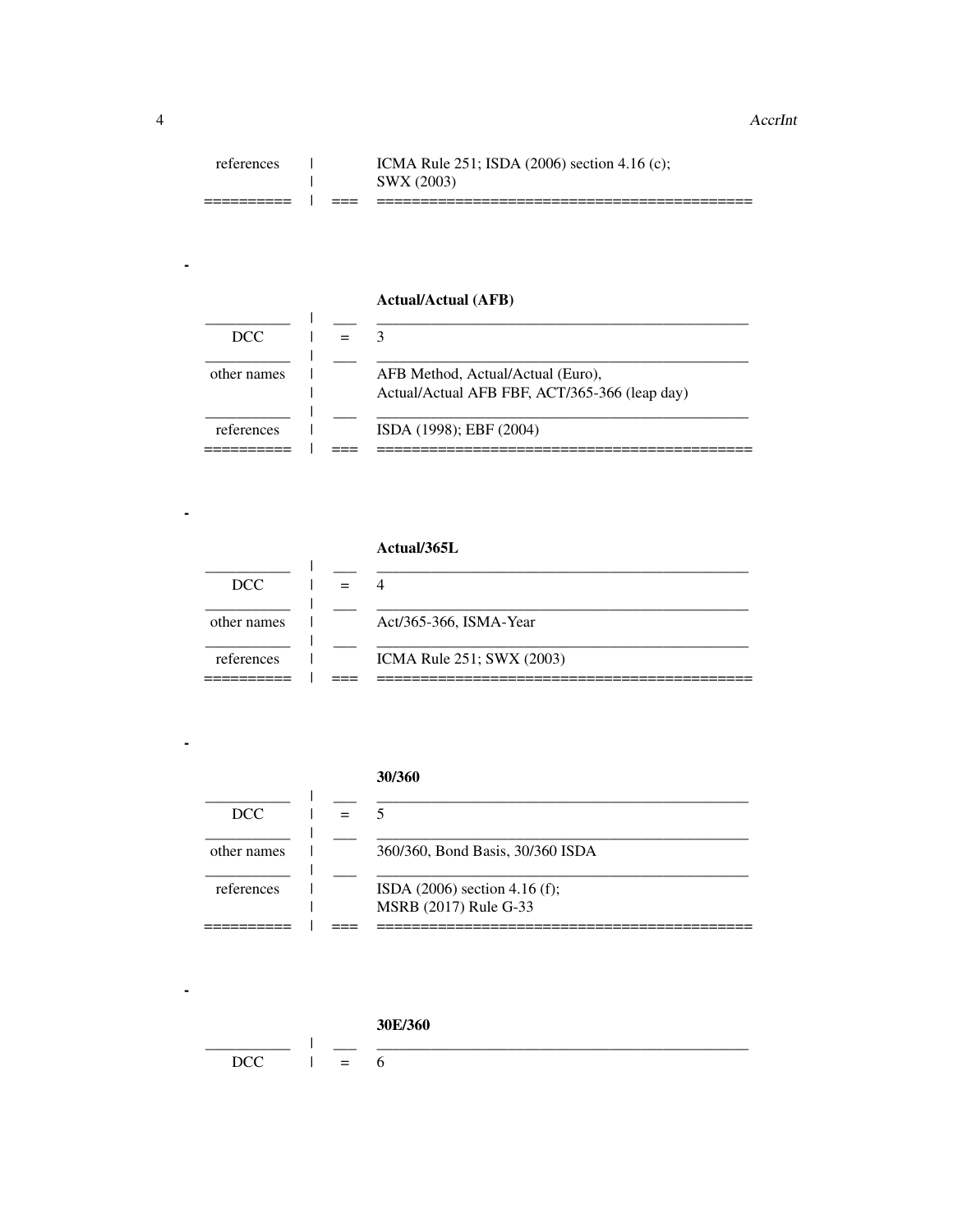| | | |
|---|---|---|
| references | | ICMA Rule 251; ISDA (2006) section 4.16 (c); SWX (2003) |

-

**Actual/Actual (AFB)**

| | | |
|---|---|---|
| DCC | = | 3 |
| other names | | AFB Method, Actual/Actual (Euro), Actual/Actual AFB FBF, ACT/365-366 (leap day) |
| references | | ISDA (1998); EBF (2004) |

-

**Actual/365L**

| | | |
|---|---|---|
| DCC | = | 4 |
| other names | | Act/365-366, ISMA-Year |
| references | | ICMA Rule 251; SWX (2003) |

-

**30/360**

| | | |
|---|---|---|
| DCC | = | 5 |
| other names | | 360/360, Bond Basis, 30/360 ISDA |
| references | | ISDA (2006) section 4.16 (f); MSRB (2017) Rule G-33 |

-

**30E/360**

| | | |
|---|---|---|
| DCC | = | 6 |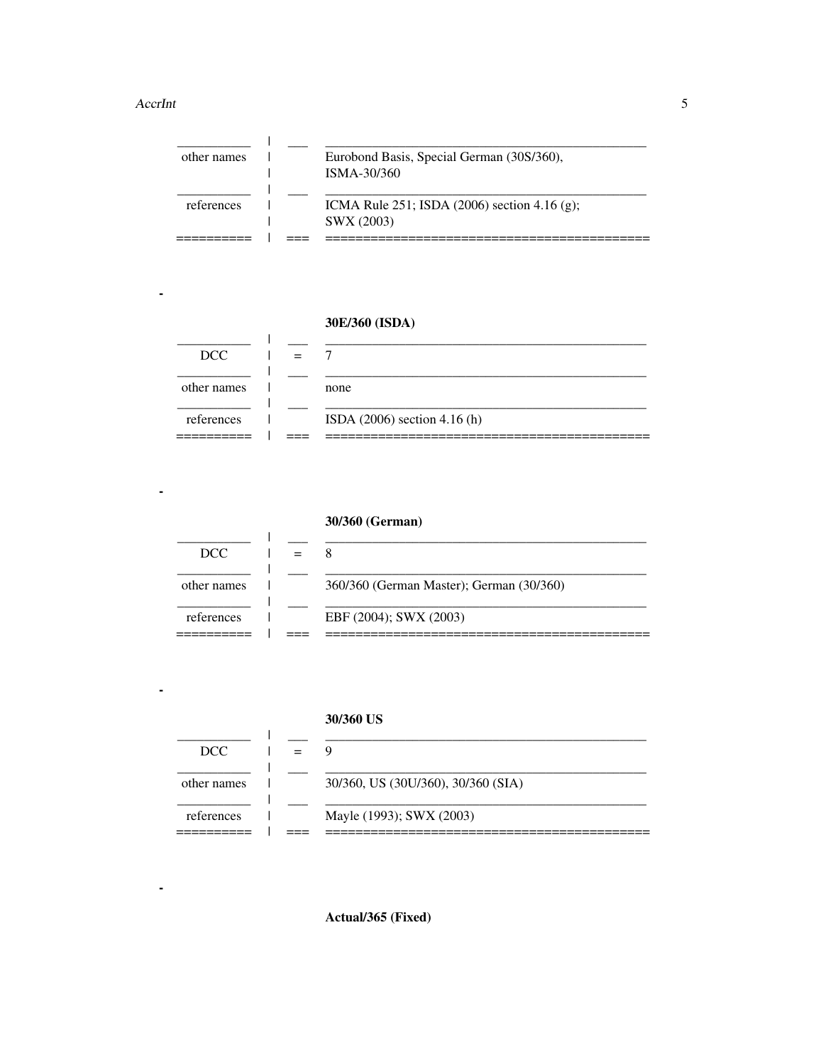| | | |
|---|---|---|
| other names | | Eurobond Basis, Special German (30S/360), ISMA-30/360 |
| references | | ICMA Rule 251; ISDA (2006) section 4.16 (g); SWX (2003) |

- **30E/360 (ISDA)**

| | | |
|---|---|---|
| DCC | = | 7 |
| other names | | none |
| references | | ISDA (2006) section 4.16 (h) |

- **30/360 (German)**

| | | |
|---|---|---|
| DCC | = | 8 |
| other names | | 360/360 (German Master); German (30/360) |
| references | | EBF (2004); SWX (2003) |

- **30/360 US**

| | | |
|---|---|---|
| DCC | = | 9 |
| other names | | 30/360, US (30U/360), 30/360 (SIA) |
| references | | Mayle (1993); SWX (2003) |

- **Actual/365 (Fixed)**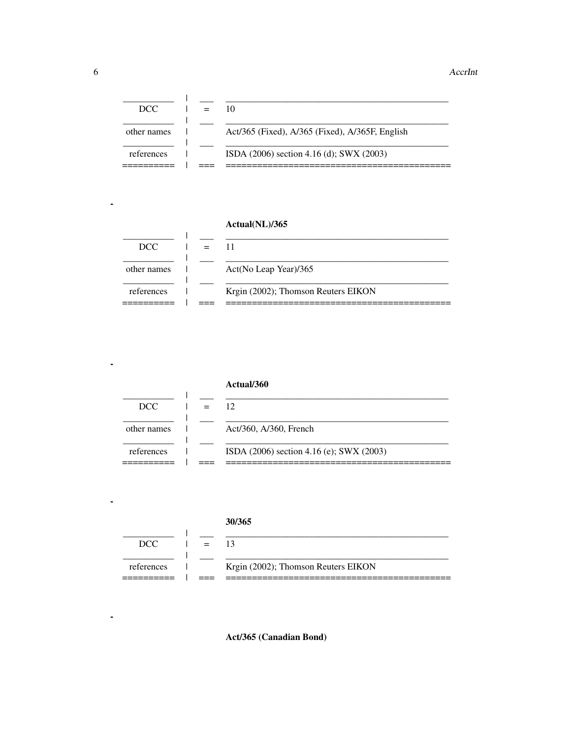| | | |
|---|---|---|
| DCC | = | 10 |
| other names | | Act/365 (Fixed), A/365 (Fixed), A/365F, English |
| references | | ISDA (2006) section 4.16 (d); SWX (2003) |

- **Actual(NL)/365**

| | | |
|---|---|---|
| DCC | = | 11 |
| other names | | Act(No Leap Year)/365 |
| references | | Krgin (2002); Thomson Reuters EIKON |

- **Actual/360**

| | | |
|---|---|---|
| DCC | = | 12 |
| other names | | Act/360, A/360, French |
| references | | ISDA (2006) section 4.16 (e); SWX (2003) |

- **30/365**

| | | |
|---|---|---|
| DCC | = | 13 |
| references | | Krgin (2002); Thomson Reuters EIKON |

- **Act/365 (Canadian Bond)**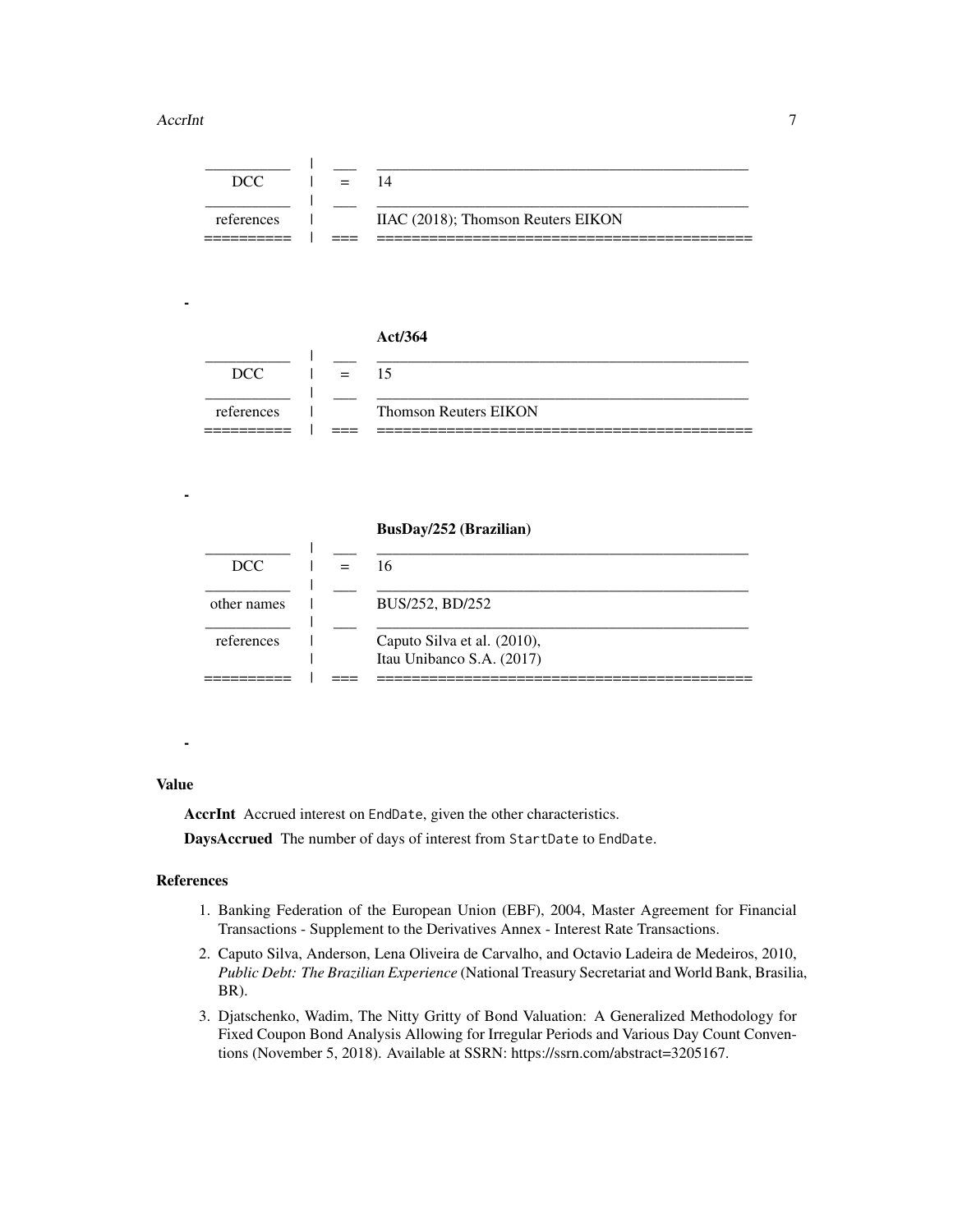| | | |
|---|---|---|
| DCC | = | 14 |
| references | | IIAC (2018); Thomson Reuters EIKON |

-

**Act/364**

| | | |
|---|---|---|
| DCC | = | 15 |
| references | | Thomson Reuters EIKON |

-

**BusDay/252 (Brazilian)**

| | | |
|---|---|---|
| DCC | = | 16 |
| other names | | BUS/252, BD/252 |
| references | | Caputo Silva et al. (2010), Itau Unibanco S.A. (2017) |

-

## Value

**AccrInt** Accrued interest on `EndDate`, given the other characteristics.

**DaysAccrued** The number of days of interest from `StartDate` to `EndDate`.

## References

1. Banking Federation of the European Union (EBF), 2004, Master Agreement for Financial Transactions - Supplement to the Derivatives Annex - Interest Rate Transactions.
2. Caputo Silva, Anderson, Lena Oliveira de Carvalho, and Octavio Ladeira de Medeiros, 2010, *Public Debt: The Brazilian Experience* (National Treasury Secretariat and World Bank, Brasilia, BR).
3. Djatschenko, Wadim, The Nitty Gritty of Bond Valuation: A Generalized Methodology for Fixed Coupon Bond Analysis Allowing for Irregular Periods and Various Day Count Conventions (November 5, 2018). Available at SSRN: https://ssrn.com/abstract=3205167.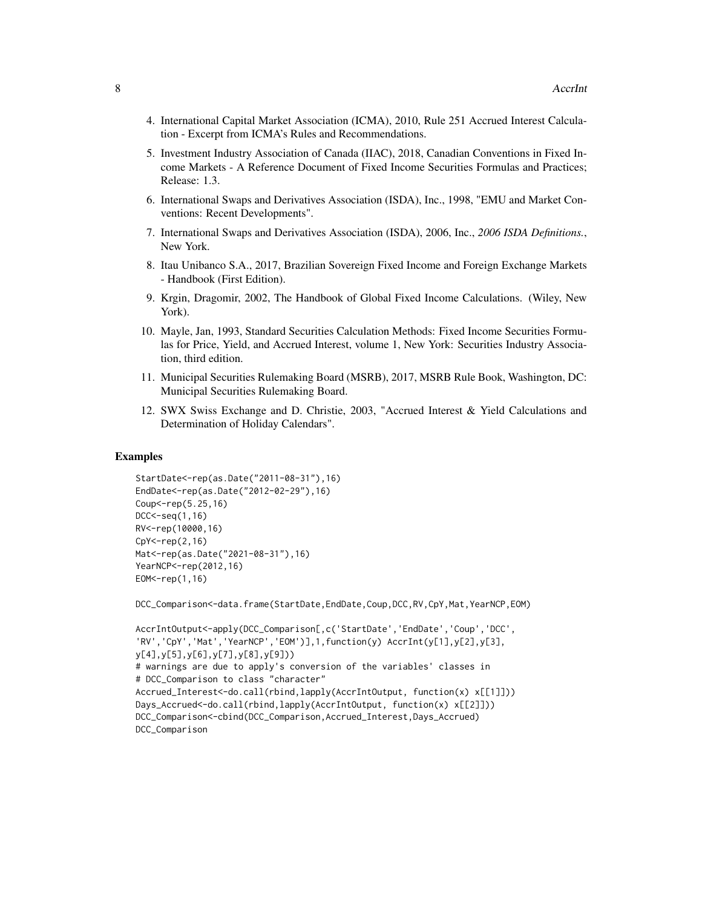4. International Capital Market Association (ICMA), 2010, Rule 251 Accrued Interest Calculation - Excerpt from ICMA's Rules and Recommendations.
5. Investment Industry Association of Canada (IIAC), 2018, Canadian Conventions in Fixed Income Markets - A Reference Document of Fixed Income Securities Formulas and Practices; Release: 1.3.
6. International Swaps and Derivatives Association (ISDA), Inc., 1998, "EMU and Market Conventions: Recent Developments".
7. International Swaps and Derivatives Association (ISDA), 2006, Inc., *2006 ISDA Definitions.*, New York.
8. Itau Unibanco S.A., 2017, Brazilian Sovereign Fixed Income and Foreign Exchange Markets - Handbook (First Edition).
9. Krgin, Dragomir, 2002, The Handbook of Global Fixed Income Calculations. (Wiley, New York).
10. Mayle, Jan, 1993, Standard Securities Calculation Methods: Fixed Income Securities Formulas for Price, Yield, and Accrued Interest, volume 1, New York: Securities Industry Association, third edition.
11. Municipal Securities Rulemaking Board (MSRB), 2017, MSRB Rule Book, Washington, DC: Municipal Securities Rulemaking Board.
12. SWX Swiss Exchange and D. Christie, 2003, "Accrued Interest & Yield Calculations and Determination of Holiday Calendars".

## Examples

```
StartDate<-rep(as.Date("2011-08-31"),16)
EndDate<-rep(as.Date("2012-02-29"),16)
Coup<-rep(5.25,16)
DCC<-seq(1,16)
RV<-rep(10000,16)
CpY<-rep(2,16)
Mat<-rep(as.Date("2021-08-31"),16)
YearNCP<-rep(2012,16)
EOM<-rep(1,16)

DCC_Comparison<-data.frame(StartDate,EndDate,Coup,DCC,RV,CpY,Mat,YearNCP,EOM)

AccrIntOutput<-apply(DCC_Comparison[,c('StartDate','EndDate','Coup','DCC',
'RV','CpY','Mat','YearNCP','EOM')],1,function(y) AccrInt(y[1],y[2],y[3],
y[4],y[5],y[6],y[7],y[8],y[9]))
# warnings are due to apply's conversion of the variables' classes in
# DCC_Comparison to class "character"
Accrued_Interest<-do.call(rbind,lapply(AccrIntOutput, function(x) x[[1]]))
Days_Accrued<-do.call(rbind,lapply(AccrIntOutput, function(x) x[[2]]))
DCC_Comparison<-cbind(DCC_Comparison,Accrued_Interest,Days_Accrued)
DCC_Comparison
```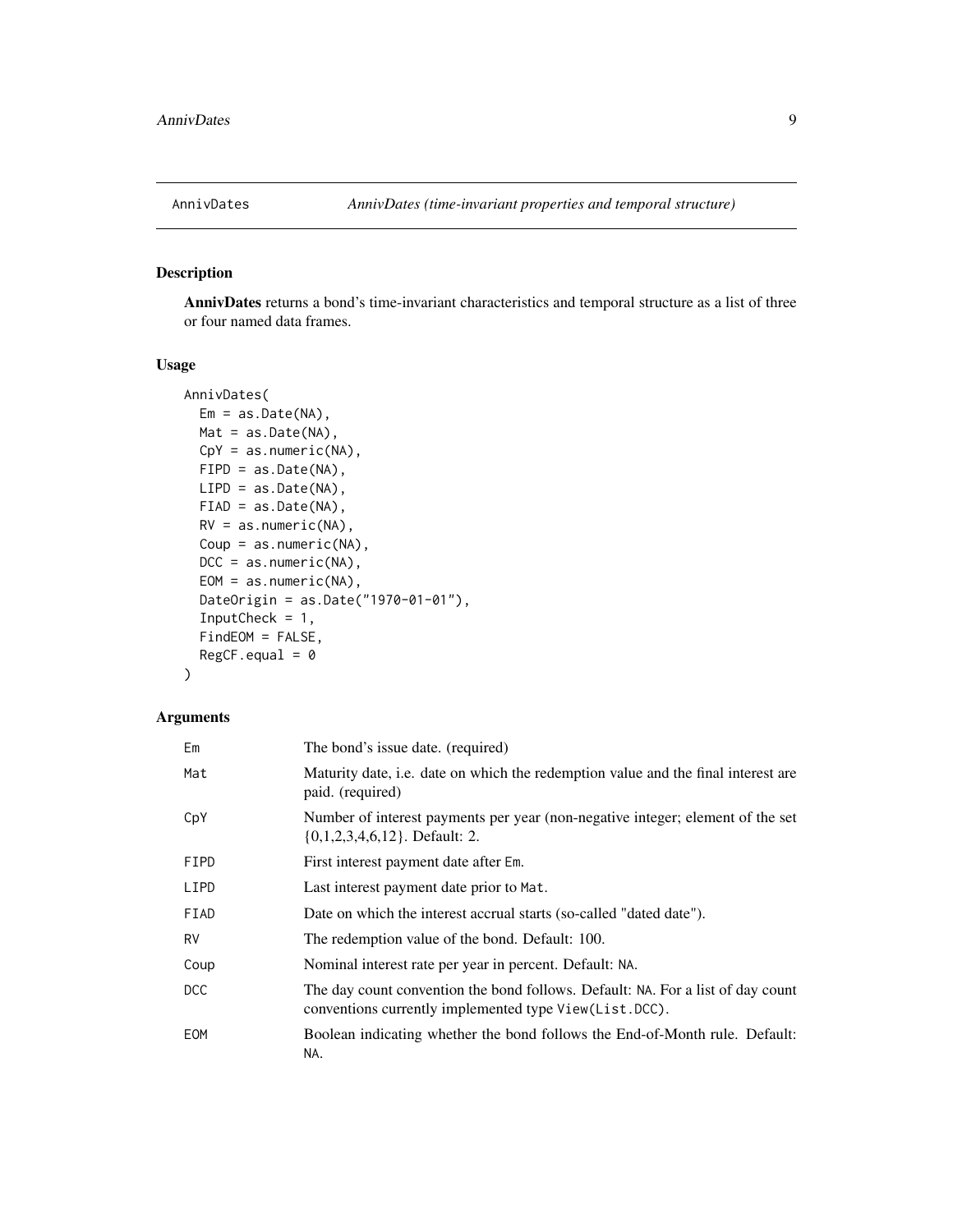## AnnivDates — *AnnivDates (time-invariant properties and temporal structure)*

### Description

**AnnivDates** returns a bond's time-invariant characteristics and temporal structure as a list of three or four named data frames.

### Usage

```
AnnivDates(
  Em = as.Date(NA),
  Mat = as.Date(NA),
  CpY = as.numeric(NA),
  FIPD = as.Date(NA),
  LIPD = as.Date(NA),
  FIAD = as.Date(NA),
  RV = as.numeric(NA),
  Coup = as.numeric(NA),
  DCC = as.numeric(NA),
  EOM = as.numeric(NA),
  DateOrigin = as.Date("1970-01-01"),
  InputCheck = 1,
  FindEOM = FALSE,
  RegCF.equal = 0
)
```

### Arguments

| Argument | Description |
| --- | --- |
| Em | The bond's issue date. (required) |
| Mat | Maturity date, i.e. date on which the redemption value and the final interest are paid. (required) |
| CpY | Number of interest payments per year (non-negative integer; element of the set {0,1,2,3,4,6,12}. Default: 2. |
| FIPD | First interest payment date after Em. |
| LIPD | Last interest payment date prior to Mat. |
| FIAD | Date on which the interest accrual starts (so-called "dated date"). |
| RV | The redemption value of the bond. Default: 100. |
| Coup | Nominal interest rate per year in percent. Default: NA. |
| DCC | The day count convention the bond follows. Default: NA. For a list of day count conventions currently implemented type View(List.DCC). |
| EOM | Boolean indicating whether the bond follows the End-of-Month rule. Default: NA. |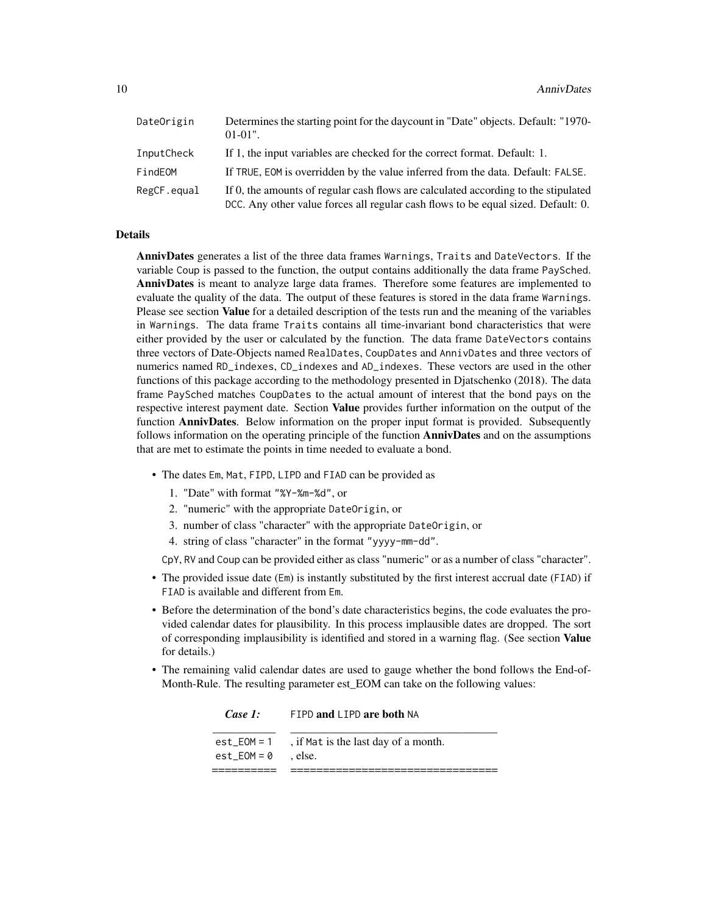| | |
|---|---|
| DateOrigin | Determines the starting point for the daycount in "Date" objects. Default: "1970-01-01". |
| InputCheck | If 1, the input variables are checked for the correct format. Default: 1. |
| FindEOM | If TRUE, EOM is overridden by the value inferred from the data. Default: FALSE. |
| RegCF.equal | If 0, the amounts of regular cash flows are calculated according to the stipulated DCC. Any other value forces all regular cash flows to be equal sized. Default: 0. |

## Details

**AnnivDates** generates a list of the three data frames Warnings, Traits and DateVectors. If the variable Coup is passed to the function, the output contains additionally the data frame PaySched. **AnnivDates** is meant to analyze large data frames. Therefore some features are implemented to evaluate the quality of the data. The output of these features is stored in the data frame Warnings. Please see section **Value** for a detailed description of the tests run and the meaning of the variables in Warnings. The data frame Traits contains all time-invariant bond characteristics that were either provided by the user or calculated by the function. The data frame DateVectors contains three vectors of Date-Objects named RealDates, CoupDates and AnnivDates and three vectors of numerics named RD_indexes, CD_indexes and AD_indexes. These vectors are used in the other functions of this package according to the methodology presented in Djatschenko (2018). The data frame PaySched matches CoupDates to the actual amount of interest that the bond pays on the respective interest payment date. Section **Value** provides further information on the output of the function **AnnivDates**. Below information on the proper input format is provided. Subsequently follows information on the operating principle of the function **AnnivDates** and on the assumptions that are met to estimate the points in time needed to evaluate a bond.

- The dates Em, Mat, FIPD, LIPD and FIAD can be provided as
  1. "Date" with format "%Y-%m-%d", or
  2. "numeric" with the appropriate DateOrigin, or
  3. number of class "character" with the appropriate DateOrigin, or
  4. string of class "character" in the format "yyyy-mm-dd".

  CpY, RV and Coup can be provided either as class "numeric" or as a number of class "character".
- The provided issue date (Em) is instantly substituted by the first interest accrual date (FIAD) if FIAD is available and different from Em.
- Before the determination of the bond's date characteristics begins, the code evaluates the provided calendar dates for plausibility. In this process implausible dates are dropped. The sort of corresponding implausibility is identified and stored in a warning flag. (See section **Value** for details.)
- The remaining valid calendar dates are used to gauge whether the bond follows the End-of-Month-Rule. The resulting parameter est_EOM can take on the following values:

| ***Case 1:*** | **FIPD and LIPD are both NA** |
|---|---|
| est_EOM = 1 | , if Mat is the last day of a month. |
| est_EOM = 0 | , else. |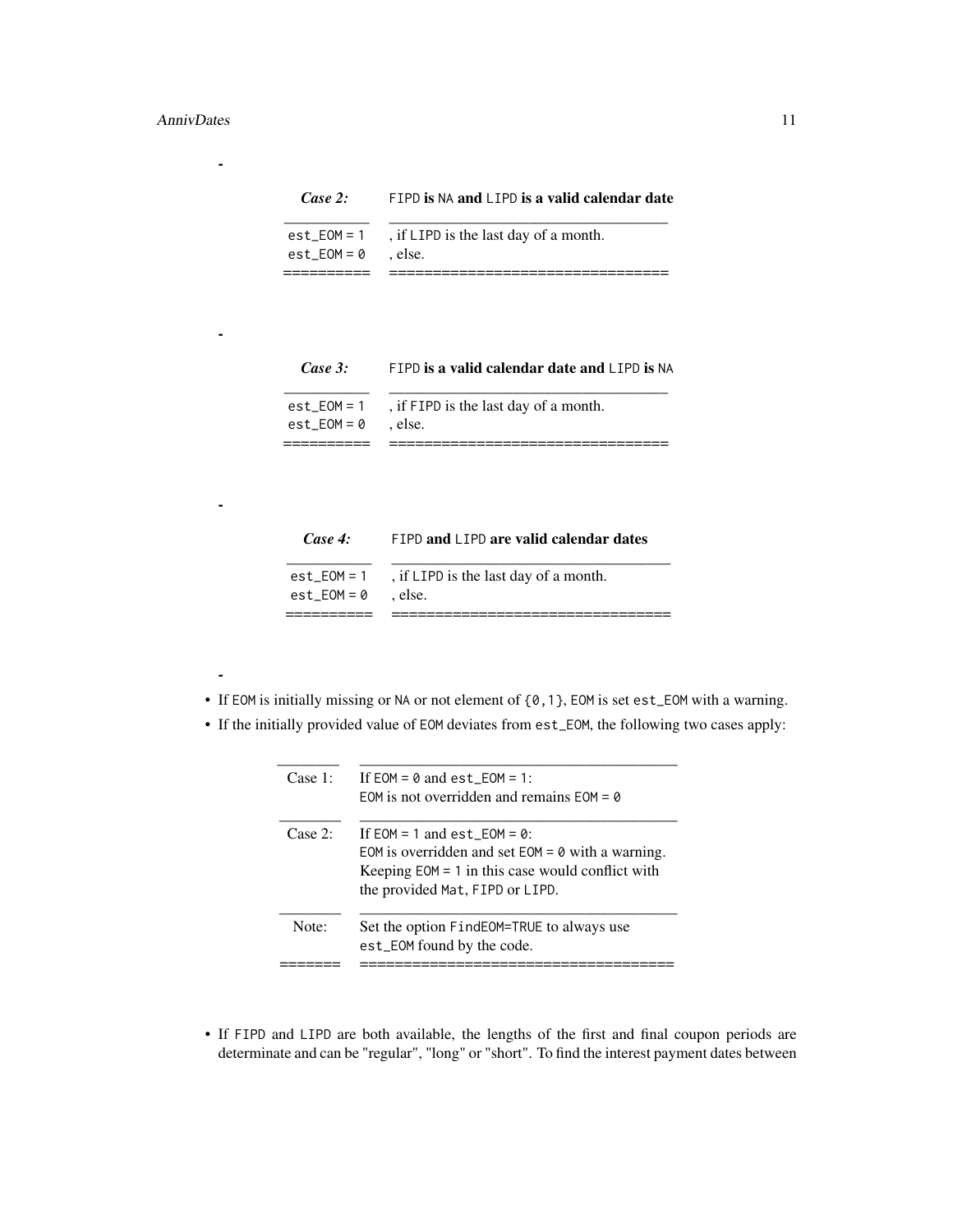-

| *Case 2:* | `FIPD` **is** `NA` **and** `LIPD` **is a valid calendar date** |
|---|---|
| `est_EOM = 1` | , if `LIPD` is the last day of a month. |
| `est_EOM = 0` | , else. |

-

| *Case 3:* | `FIPD` **is a valid calendar date and** `LIPD` **is** `NA` |
|---|---|
| `est_EOM = 1` | , if `FIPD` is the last day of a month. |
| `est_EOM = 0` | , else. |

-

| *Case 4:* | `FIPD` **and** `LIPD` **are valid calendar dates** |
|---|---|
| `est_EOM = 1` | , if `LIPD` is the last day of a month. |
| `est_EOM = 0` | , else. |

-

- If `EOM` is initially missing or `NA` or not element of `{0,1}`, `EOM` is set `est_EOM` with a warning.
- If the initially provided value of `EOM` deviates from `est_EOM`, the following two cases apply:

| | |
|---|---|
| Case 1: | If `EOM = 0` and `est_EOM = 1`:<br>`EOM` is not overridden and remains `EOM = 0` |
| Case 2: | If `EOM = 1` and `est_EOM = 0`:<br>`EOM` is overridden and set `EOM = 0` with a warning.<br>Keeping `EOM = 1` in this case would conflict with the provided `Mat`, `FIPD` or `LIPD`. |
| Note: | Set the option `FindEOM=TRUE` to always use `est_EOM` found by the code. |

- If `FIPD` and `LIPD` are both available, the lengths of the first and final coupon periods are determinate and can be "regular", "long" or "short". To find the interest payment dates between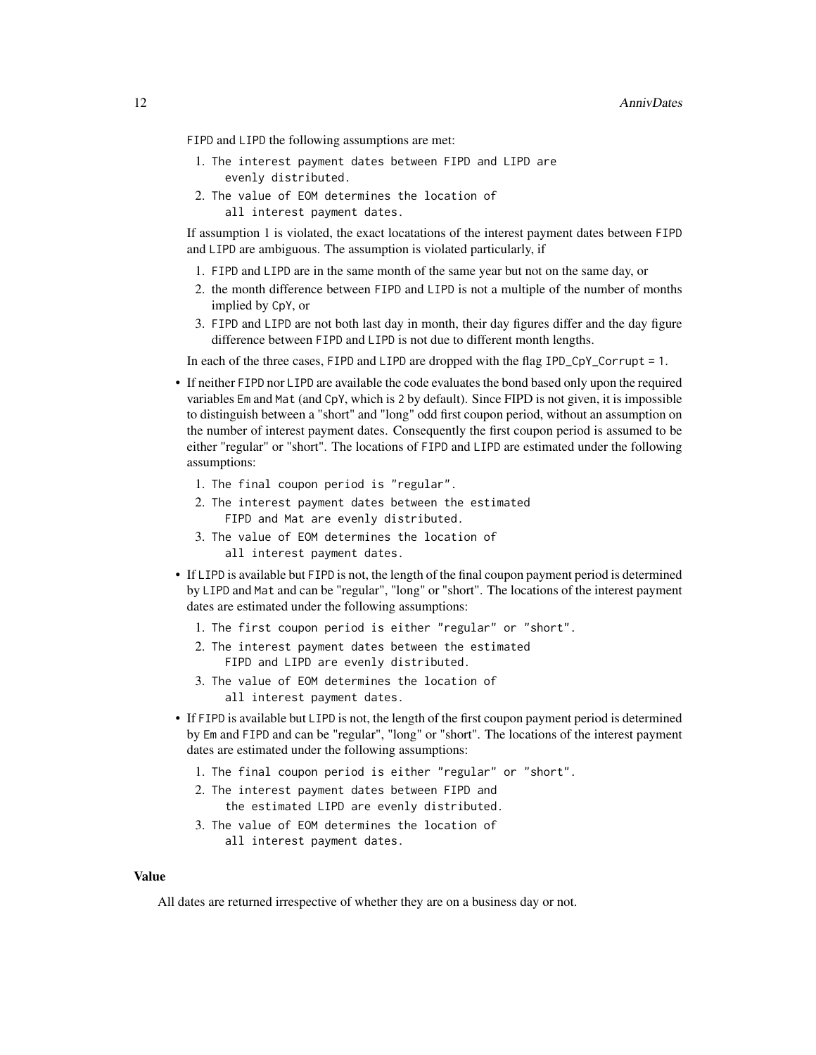FIPD and LIPD the following assumptions are met:

1. The interest payment dates between FIPD and LIPD are
   evenly distributed.
2. The value of EOM determines the location of
   all interest payment dates.

If assumption 1 is violated, the exact locatations of the interest payment dates between FIPD and LIPD are ambiguous. The assumption is violated particularly, if

1. FIPD and LIPD are in the same month of the same year but not on the same day, or
2. the month difference between FIPD and LIPD is not a multiple of the number of months implied by CpY, or
3. FIPD and LIPD are not both last day in month, their day figures differ and the day figure difference between FIPD and LIPD is not due to different month lengths.

In each of the three cases, FIPD and LIPD are dropped with the flag IPD_CpY_Corrupt = 1.

- If neither FIPD nor LIPD are available the code evaluates the bond based only upon the required variables Em and Mat (and CpY, which is 2 by default). Since FIPD is not given, it is impossible to distinguish between a "short" and "long" odd first coupon period, without an assumption on the number of interest payment dates. Consequently the first coupon period is assumed to be either "regular" or "short". The locations of FIPD and LIPD are estimated under the following assumptions:
  1. The final coupon period is "regular".
  2. The interest payment dates between the estimated
     FIPD and Mat are evenly distributed.
  3. The value of EOM determines the location of
     all interest payment dates.
- If LIPD is available but FIPD is not, the length of the final coupon payment period is determined by LIPD and Mat and can be "regular", "long" or "short". The locations of the interest payment dates are estimated under the following assumptions:
  1. The first coupon period is either "regular" or "short".
  2. The interest payment dates between the estimated
     FIPD and LIPD are evenly distributed.
  3. The value of EOM determines the location of
     all interest payment dates.
- If FIPD is available but LIPD is not, the length of the first coupon payment period is determined by Em and FIPD and can be "regular", "long" or "short". The locations of the interest payment dates are estimated under the following assumptions:
  1. The final coupon period is either "regular" or "short".
  2. The interest payment dates between FIPD and
     the estimated LIPD are evenly distributed.
  3. The value of EOM determines the location of
     all interest payment dates.

### Value

All dates are returned irrespective of whether they are on a business day or not.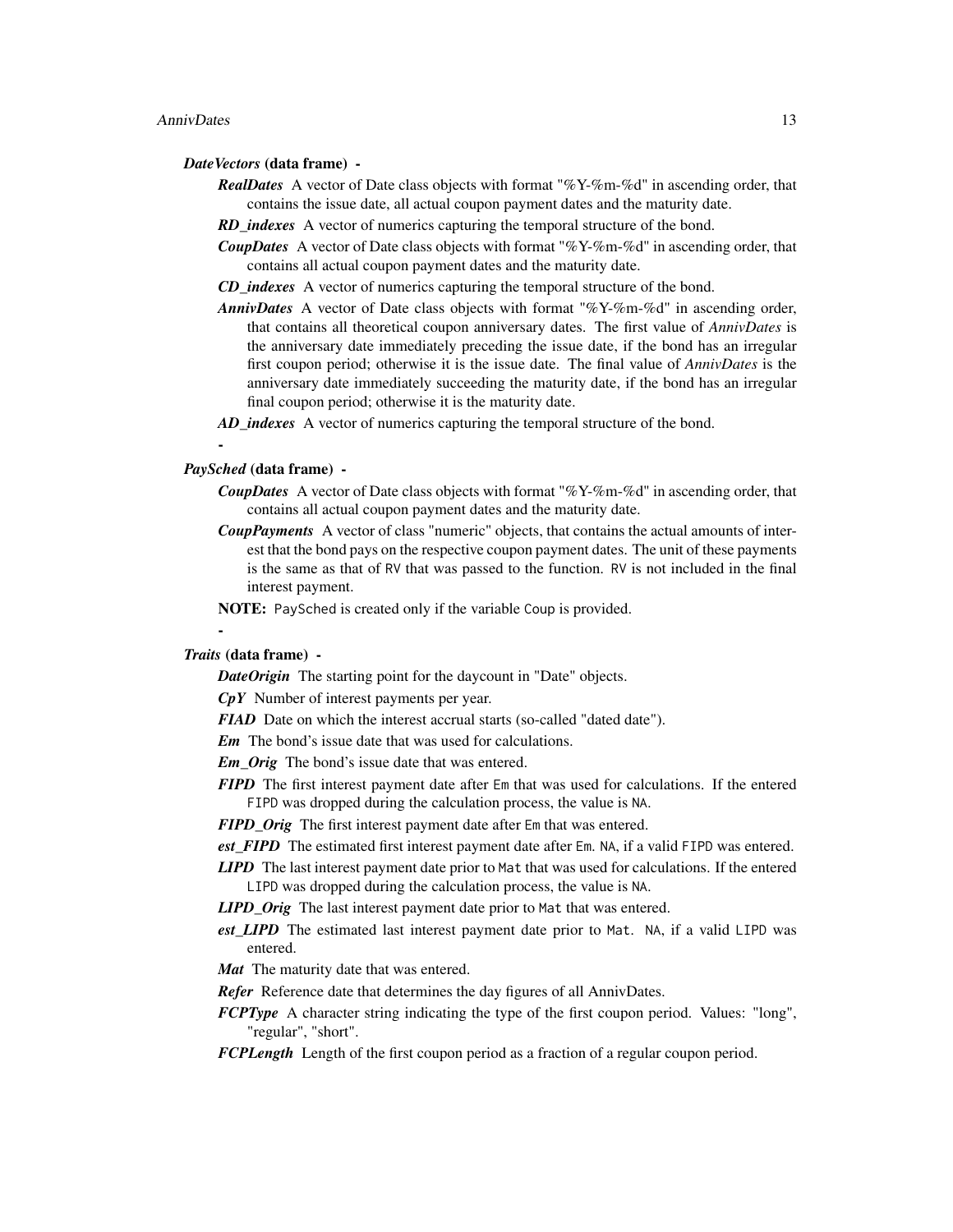***DateVectors* (data frame) -**

- ***RealDates*** A vector of Date class objects with format "%Y-%m-%d" in ascending order, that contains the issue date, all actual coupon payment dates and the maturity date.
- ***RD_indexes*** A vector of numerics capturing the temporal structure of the bond.
- ***CoupDates*** A vector of Date class objects with format "%Y-%m-%d" in ascending order, that contains all actual coupon payment dates and the maturity date.
- ***CD_indexes*** A vector of numerics capturing the temporal structure of the bond.
- ***AnnivDates*** A vector of Date class objects with format "%Y-%m-%d" in ascending order, that contains all theoretical coupon anniversary dates. The first value of *AnnivDates* is the anniversary date immediately preceding the issue date, if the bond has an irregular first coupon period; otherwise it is the issue date. The final value of *AnnivDates* is the anniversary date immediately succeeding the maturity date, if the bond has an irregular final coupon period; otherwise it is the maturity date.
- ***AD_indexes*** A vector of numerics capturing the temporal structure of the bond.

**-**

***PaySched* (data frame) -**

- ***CoupDates*** A vector of Date class objects with format "%Y-%m-%d" in ascending order, that contains all actual coupon payment dates and the maturity date.
- ***CoupPayments*** A vector of class "numeric" objects, that contains the actual amounts of interest that the bond pays on the respective coupon payment dates. The unit of these payments is the same as that of `RV` that was passed to the function. `RV` is not included in the final interest payment.

**NOTE:** `PaySched` is created only if the variable `Coup` is provided.

**-**

***Traits* (data frame) -**

- ***DateOrigin*** The starting point for the daycount in "Date" objects.
- ***CpY*** Number of interest payments per year.
- ***FIAD*** Date on which the interest accrual starts (so-called "dated date").
- ***Em*** The bond's issue date that was used for calculations.
- ***Em_Orig*** The bond's issue date that was entered.
- ***FIPD*** The first interest payment date after `Em` that was used for calculations. If the entered `FIPD` was dropped during the calculation process, the value is `NA`.
- ***FIPD_Orig*** The first interest payment date after `Em` that was entered.
- ***est_FIPD*** The estimated first interest payment date after `Em`. `NA`, if a valid `FIPD` was entered.
- ***LIPD*** The last interest payment date prior to `Mat` that was used for calculations. If the entered `LIPD` was dropped during the calculation process, the value is `NA`.
- ***LIPD_Orig*** The last interest payment date prior to `Mat` that was entered.
- ***est_LIPD*** The estimated last interest payment date prior to `Mat`. `NA`, if a valid `LIPD` was entered.
- ***Mat*** The maturity date that was entered.
- ***Refer*** Reference date that determines the day figures of all AnnivDates.
- ***FCPType*** A character string indicating the type of the first coupon period. Values: "long", "regular", "short".
- ***FCPLength*** Length of the first coupon period as a fraction of a regular coupon period.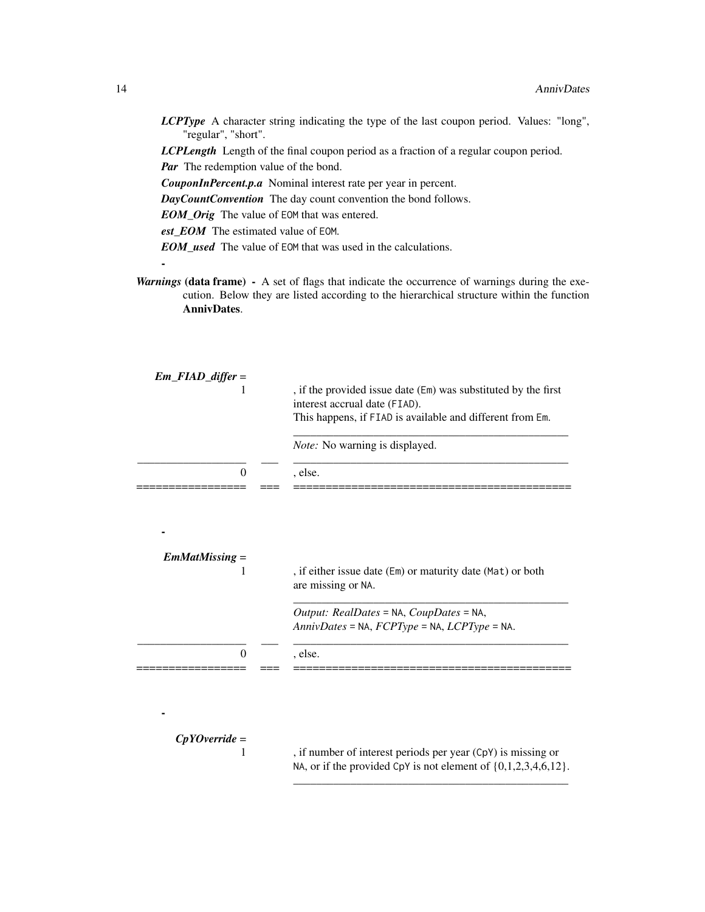***LCPType*** A character string indicating the type of the last coupon period. Values: "long", "regular", "short".

***LCPLength*** Length of the final coupon period as a fraction of a regular coupon period.

***Par*** The redemption value of the bond.

***CouponInPercent.p.a*** Nominal interest rate per year in percent.

***DayCountConvention*** The day count convention the bond follows.

***EOM_Orig*** The value of `EOM` that was entered.

***est_EOM*** The estimated value of `EOM`.

***EOM_used*** The value of `EOM` that was used in the calculations.

-

***Warnings*** **(data frame) -** A set of flags that indicate the occurrence of warnings during the execution. Below they are listed according to the hierarchical structure within the function **AnnivDates**.

| ***Em_FIAD_differ*** = | | |
|---|---|---|
| 1 | | , if the provided issue date (`Em`) was substituted by the first interest accrual date (`FIAD`). This happens, if `FIAD` is available and different from `Em`. |
| | | *Note:* No warning is displayed. |
| 0 | | , else. |

-

| ***EmMatMissing*** = | | |
|---|---|---|
| 1 | | , if either issue date (`Em`) or maturity date (`Mat`) or both are missing or `NA`. |
| | | *Output: RealDates* = `NA`, *CoupDates* = `NA`, *AnnivDates* = `NA`, *FCPType* = `NA`, *LCPType* = `NA`. |
| 0 | | , else. |

-

| ***CpYOverride*** = | | |
|---|---|---|
| 1 | | , if number of interest periods per year (`CpY`) is missing or `NA`, or if the provided `CpY` is not element of {0,1,2,3,4,6,12}. |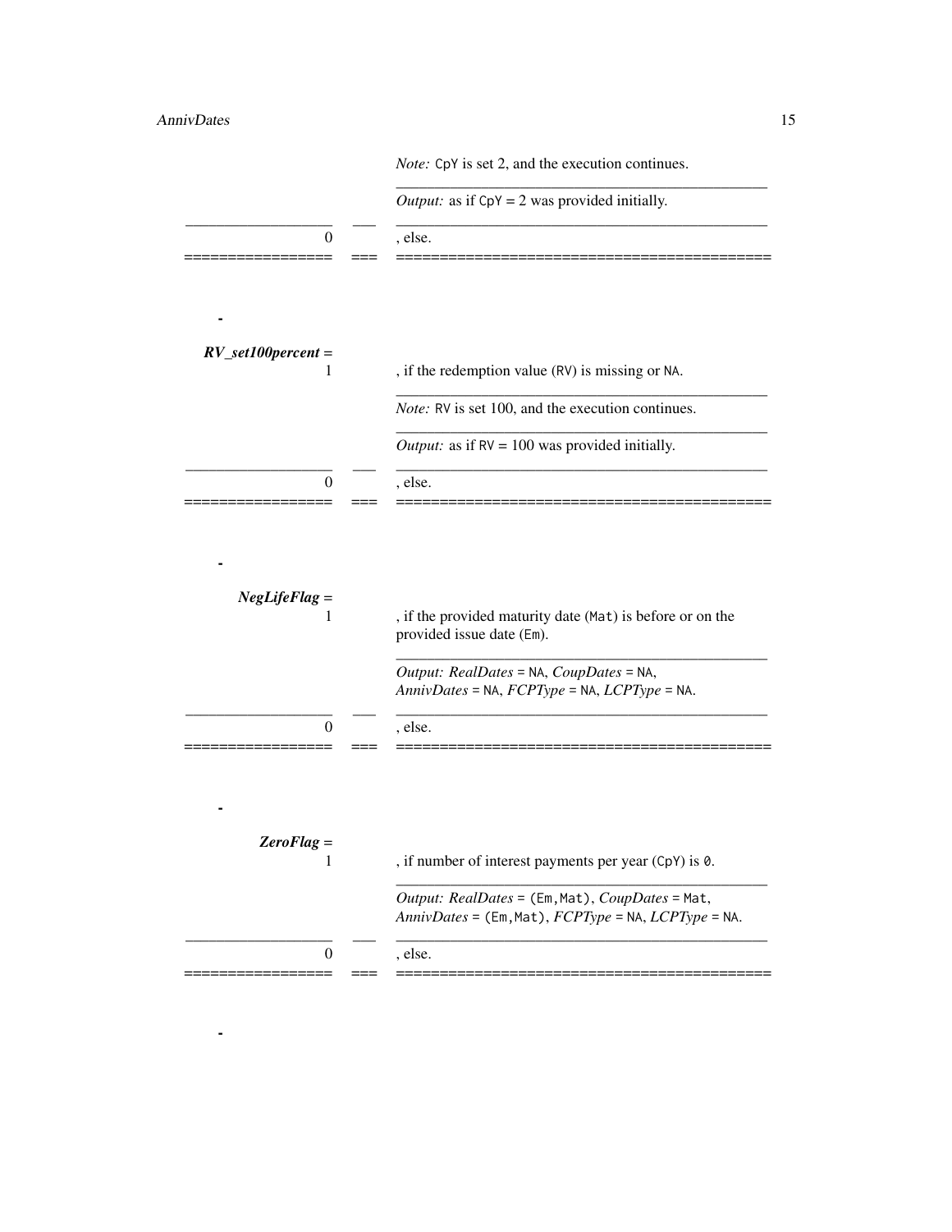| | | |
|---|---|---|
| | | *Note:* `CpY` is set 2, and the execution continues. |
| | | *Output:* as if `CpY = 2` was provided initially. |
| 0 | | , else. |

-

| | | |
|---|---|---|
| ***RV_set100percent* =** | | |
| 1 | | , if the redemption value (`RV`) is missing or `NA`. |
| | | *Note:* `RV` is set 100, and the execution continues. |
| | | *Output:* as if `RV = 100` was provided initially. |
| 0 | | , else. |

-

| | | |
|---|---|---|
| ***NegLifeFlag* =** | | |
| 1 | | , if the provided maturity date (`Mat`) is before or on the provided issue date (`Em`). |
| | | *Output:* *RealDates* = `NA`, *CoupDates* = `NA`, *AnnivDates* = `NA`, *FCPType* = `NA`, *LCPType* = `NA`. |
| 0 | | , else. |

-

| | | |
|---|---|---|
| ***ZeroFlag* =** | | |
| 1 | | , if number of interest payments per year (`CpY`) is `0`. |
| | | *Output:* *RealDates* = `(Em,Mat)`, *CoupDates* = `Mat`, *AnnivDates* = `(Em,Mat)`, *FCPType* = `NA`, *LCPType* = `NA`. |
| 0 | | , else. |

-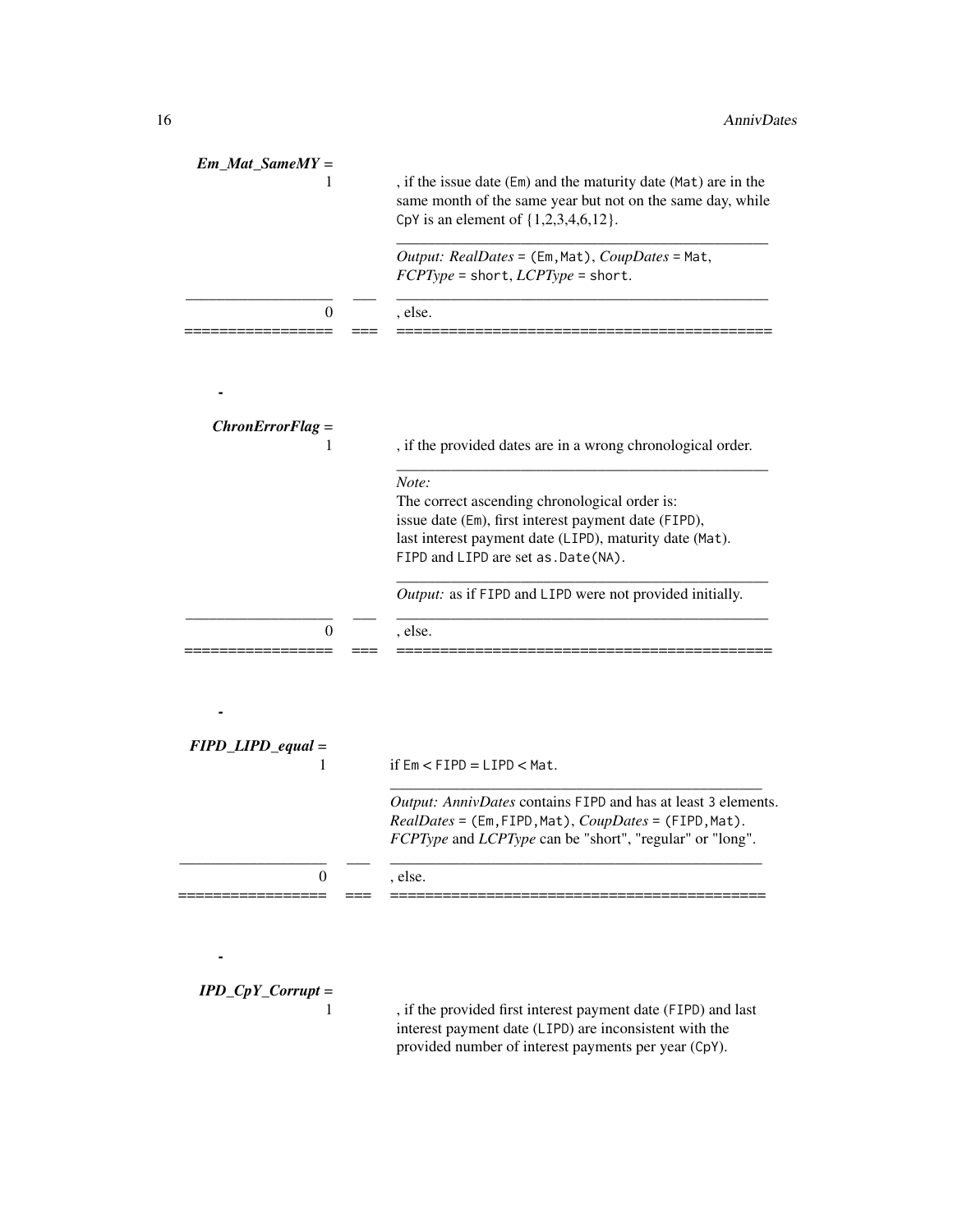| ***Em_Mat_SameMY* =** | | |
|---|---|---|
| 1 | | , if the issue date (`Em`) and the maturity date (`Mat`) are in the same month of the same year but not on the same day, while `CpY` is an element of {1,2,3,4,6,12}. |
| | | *Output: RealDates* = `(Em,Mat)`, *CoupDates* = `Mat`, *FCPType* = `short`, *LCPType* = `short`. |
| 0 | | , else. |

-

| ***ChronErrorFlag* =** | | |
|---|---|---|
| 1 | | , if the provided dates are in a wrong chronological order. |
| | | *Note:* The correct ascending chronological order is: issue date (`Em`), first interest payment date (`FIPD`), last interest payment date (`LIPD`), maturity date (`Mat`). `FIPD` and `LIPD` are set `as.Date(NA)`. |
| | | *Output:* as if `FIPD` and `LIPD` were not provided initially. |
| 0 | | , else. |

-

| ***FIPD_LIPD_equal* =** | | |
|---|---|---|
| 1 | | if `Em` < `FIPD` = `LIPD` < `Mat`. |
| | | *Output: AnnivDates* contains `FIPD` and has at least `3` elements. *RealDates* = `(Em,FIPD,Mat)`, *CoupDates* = `(FIPD,Mat)`. *FCPType* and *LCPType* can be "short", "regular" or "long". |
| 0 | | , else. |

-

| ***IPD_CpY_Corrupt* =** | | |
|---|---|---|
| 1 | | , if the provided first interest payment date (`FIPD`) and last interest payment date (`LIPD`) are inconsistent with the provided number of interest payments per year (`CpY`). |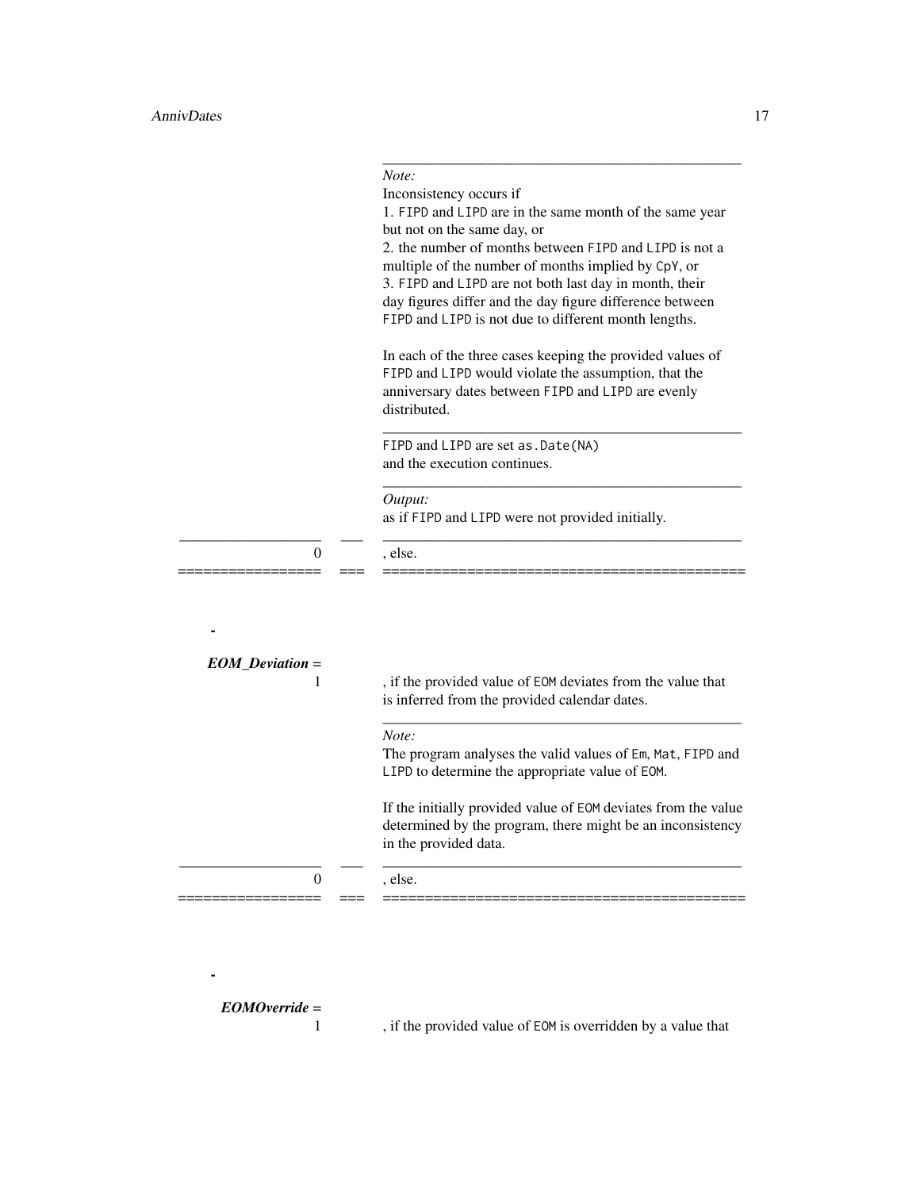*Note:*
Inconsistency occurs if
1. FIPD and LIPD are in the same month of the same year but not on the same day, or
2. the number of months between FIPD and LIPD is not a multiple of the number of months implied by CpY, or
3. FIPD and LIPD are not both last day in month, their day figures differ and the day figure difference between FIPD and LIPD is not due to different month lengths.

In each of the three cases keeping the provided values of FIPD and LIPD would violate the assumption, that the anniversary dates between FIPD and LIPD are evenly distributed.

FIPD and LIPD are set as.Date(NA) and the execution continues.

*Output:*
as if FIPD and LIPD were not provided initially.

| | |
|---|---|
| 0 | , else. |

-

***EOM_Deviation =***

| | |
|---|---|
| 1 | , if the provided value of EOM deviates from the value that is inferred from the provided calendar dates. <br><br> *Note:* <br> The program analyses the valid values of Em, Mat, FIPD and LIPD to determine the appropriate value of EOM. <br><br> If the initially provided value of EOM deviates from the value determined by the program, there might be an inconsistency in the provided data. |
| 0 | , else. |

-

***EOMOverride =***

| | |
|---|---|
| 1 | , if the provided value of EOM is overridden by a value that |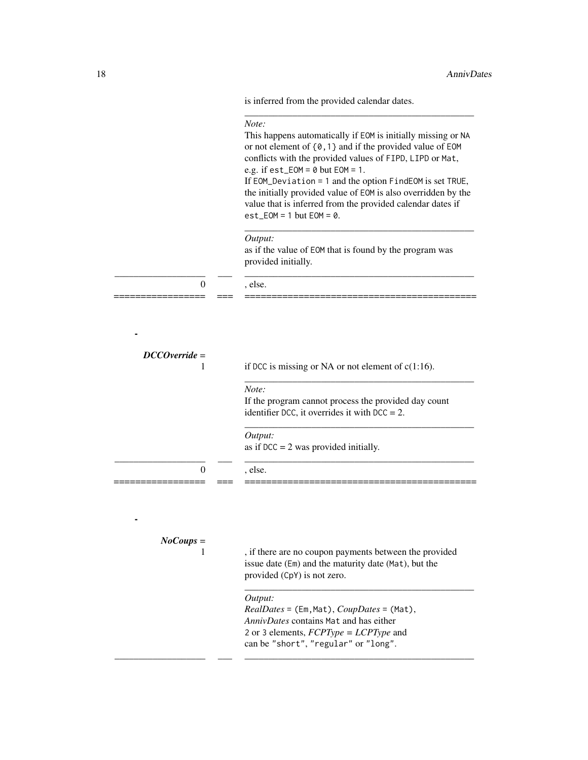is inferred from the provided calendar dates.

*Note:*
This happens automatically if `EOM` is initially missing or `NA` or not element of `{0,1}` and if the provided value of `EOM` conflicts with the provided values of `FIPD`, `LIPD` or `Mat`, e.g. if `est_EOM = 0` but `EOM = 1`.
If `EOM_Deviation = 1` and the option `FindEOM` is set `TRUE`, the initially provided value of `EOM` is also overridden by the value that is inferred from the provided calendar dates if `est_EOM = 1` but `EOM = 0`.

*Output:*
as if the value of `EOM` that is found by the program was provided initially.

| | | |
|---|---|---|
| 0 | | , else. |

- ***DCCOverride*** =

| | | |
|---|---|---|
| 1 | | if `DCC` is missing or NA or not element of c(1:16).<br><br>*Note:*<br>If the program cannot process the provided day count identifier `DCC`, it overrides it with `DCC` = 2.<br><br>*Output:*<br>as if `DCC` = 2 was provided initially. |
| 0 | | , else. |

- ***NoCoups*** =

| | | |
|---|---|---|
| 1 | | , if there are no coupon payments between the provided issue date (`Em`) and the maturity date (`Mat`), but the provided (`CpY`) is not zero.<br><br>*Output:*<br>*RealDates* = `(Em,Mat)`, *CoupDates* = `(Mat)`, *AnnivDates* contains `Mat` and has either 2 or 3 elements, *FCPType* = *LCPType* and can be `"short"`, `"regular"` or `"long"`. |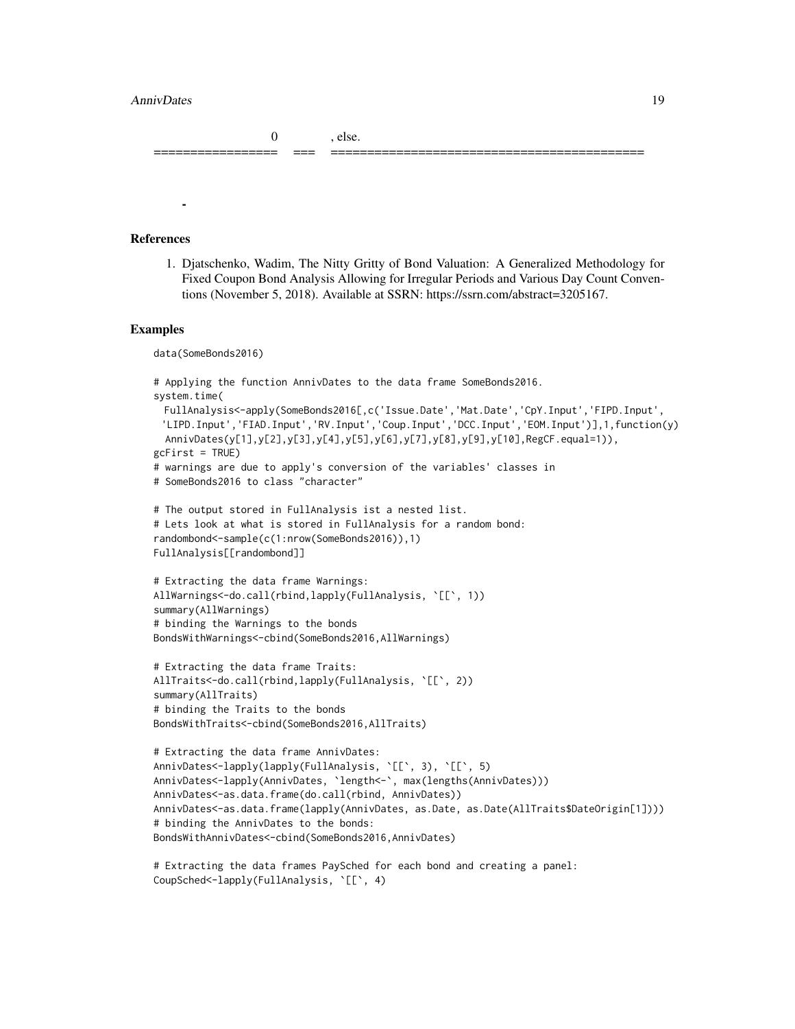|  | 0 | , else. |
|---|---|---|

-

## References

1. Djatschenko, Wadim, The Nitty Gritty of Bond Valuation: A Generalized Methodology for Fixed Coupon Bond Analysis Allowing for Irregular Periods and Various Day Count Conventions (November 5, 2018). Available at SSRN: https://ssrn.com/abstract=3205167.

## Examples

```
data(SomeBonds2016)

# Applying the function AnnivDates to the data frame SomeBonds2016.
system.time(
  FullAnalysis<-apply(SomeBonds2016[,c('Issue.Date','Mat.Date','CpY.Input','FIPD.Input',
 'LIPD.Input','FIAD.Input','RV.Input','Coup.Input','DCC.Input','EOM.Input')],1,function(y)
  AnnivDates(y[1],y[2],y[3],y[4],y[5],y[6],y[7],y[8],y[9],y[10],RegCF.equal=1)),
gcFirst = TRUE)
# warnings are due to apply's conversion of the variables' classes in
# SomeBonds2016 to class "character"

# The output stored in FullAnalysis ist a nested list.
# Lets look at what is stored in FullAnalysis for a random bond:
randombond<-sample(c(1:nrow(SomeBonds2016)),1)
FullAnalysis[[randombond]]

# Extracting the data frame Warnings:
AllWarnings<-do.call(rbind,lapply(FullAnalysis, `[[`, 1))
summary(AllWarnings)
# binding the Warnings to the bonds
BondsWithWarnings<-cbind(SomeBonds2016,AllWarnings)

# Extracting the data frame Traits:
AllTraits<-do.call(rbind,lapply(FullAnalysis, `[[`, 2))
summary(AllTraits)
# binding the Traits to the bonds
BondsWithTraits<-cbind(SomeBonds2016,AllTraits)

# Extracting the data frame AnnivDates:
AnnivDates<-lapply(lapply(FullAnalysis, `[[`, 3), `[[`, 5)
AnnivDates<-lapply(AnnivDates, `length<-`, max(lengths(AnnivDates)))
AnnivDates<-as.data.frame(do.call(rbind, AnnivDates))
AnnivDates<-as.data.frame(lapply(AnnivDates, as.Date, as.Date(AllTraits$DateOrigin[1])))
# binding the AnnivDates to the bonds:
BondsWithAnnivDates<-cbind(SomeBonds2016,AnnivDates)

# Extracting the data frames PaySched for each bond and creating a panel:
CoupSched<-lapply(FullAnalysis, `[[`, 4)
```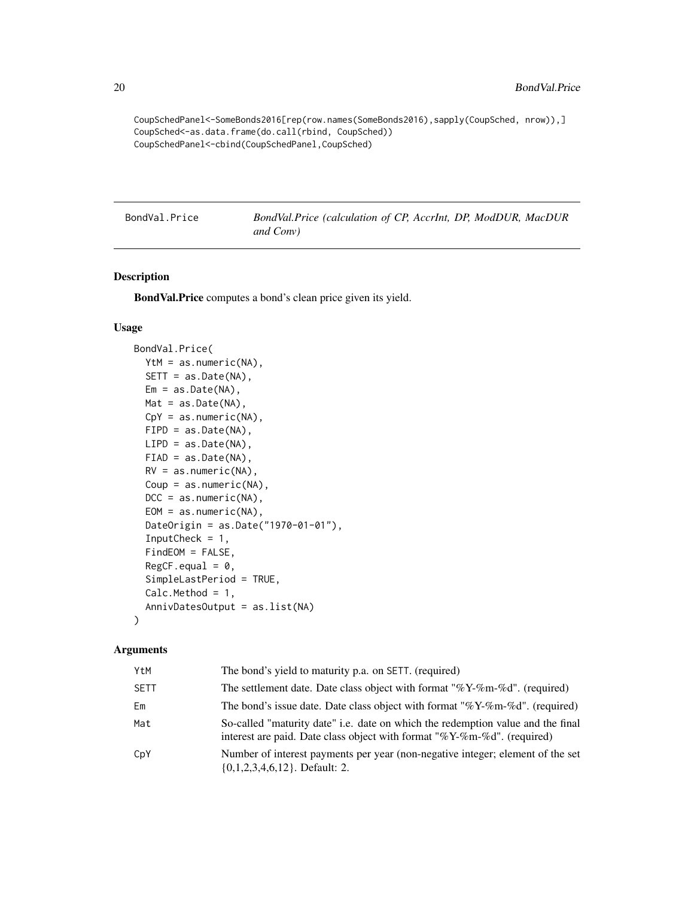```
CoupSchedPanel<-SomeBonds2016[rep(row.names(SomeBonds2016),sapply(CoupSched, nrow)),]
CoupSched<-as.data.frame(do.call(rbind, CoupSched))
CoupSchedPanel<-cbind(CoupSchedPanel,CoupSched)
```

---

`BondVal.Price` *BondVal.Price (calculation of CP, AccrInt, DP, ModDUR, MacDUR and Conv)*

---

## Description

**BondVal.Price** computes a bond's clean price given its yield.

## Usage

```
BondVal.Price(
  YtM = as.numeric(NA),
  SETT = as.Date(NA),
  Em = as.Date(NA),
  Mat = as.Date(NA),
  CpY = as.numeric(NA),
  FIPD = as.Date(NA),
  LIPD = as.Date(NA),
  FIAD = as.Date(NA),
  RV = as.numeric(NA),
  Coup = as.numeric(NA),
  DCC = as.numeric(NA),
  EOM = as.numeric(NA),
  DateOrigin = as.Date("1970-01-01"),
  InputCheck = 1,
  FindEOM = FALSE,
  RegCF.equal = 0,
  SimpleLastPeriod = TRUE,
  Calc.Method = 1,
  AnnivDatesOutput = as.list(NA)
)
```

## Arguments

| | |
|---|---|
| YtM | The bond's yield to maturity p.a. on SETT. (required) |
| SETT | The settlement date. Date class object with format "%Y-%m-%d". (required) |
| Em | The bond's issue date. Date class object with format "%Y-%m-%d". (required) |
| Mat | So-called "maturity date" i.e. date on which the redemption value and the final interest are paid. Date class object with format "%Y-%m-%d". (required) |
| CpY | Number of interest payments per year (non-negative integer; element of the set {0,1,2,3,4,6,12}. Default: 2. |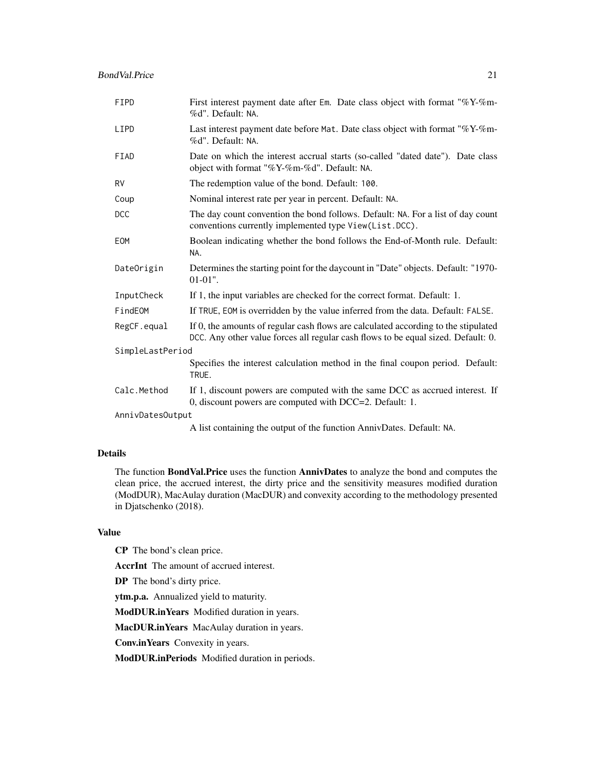| | |
|---|---|
| FIPD | First interest payment date after Em. Date class object with format "%Y-%m-%d". Default: NA. |
| LIPD | Last interest payment date before Mat. Date class object with format "%Y-%m-%d". Default: NA. |
| FIAD | Date on which the interest accrual starts (so-called "dated date"). Date class object with format "%Y-%m-%d". Default: NA. |
| RV | The redemption value of the bond. Default: 100. |
| Coup | Nominal interest rate per year in percent. Default: NA. |
| DCC | The day count convention the bond follows. Default: NA. For a list of day count conventions currently implemented type View(List.DCC). |
| EOM | Boolean indicating whether the bond follows the End-of-Month rule. Default: NA. |
| DateOrigin | Determines the starting point for the daycount in "Date" objects. Default: "1970-01-01". |
| InputCheck | If 1, the input variables are checked for the correct format. Default: 1. |
| FindEOM | If TRUE, EOM is overridden by the value inferred from the data. Default: FALSE. |
| RegCF.equal | If 0, the amounts of regular cash flows are calculated according to the stipulated DCC. Any other value forces all regular cash flows to be equal sized. Default: 0. |
| SimpleLastPeriod | Specifies the interest calculation method in the final coupon period. Default: TRUE. |
| Calc.Method | If 1, discount powers are computed with the same DCC as accrued interest. If 0, discount powers are computed with DCC=2. Default: 1. |
| AnnivDatesOutput | A list containing the output of the function AnnivDates. Default: NA. |

## Details

The function **BondVal.Price** uses the function **AnnivDates** to analyze the bond and computes the clean price, the accrued interest, the dirty price and the sensitivity measures modified duration (ModDUR), MacAulay duration (MacDUR) and convexity according to the methodology presented in Djatschenko (2018).

## Value

**CP** The bond's clean price.

**AccrInt** The amount of accrued interest.

**DP** The bond's dirty price.

**ytm.p.a.** Annualized yield to maturity.

**ModDUR.inYears** Modified duration in years.

**MacDUR.inYears** MacAulay duration in years.

**Conv.inYears** Convexity in years.

**ModDUR.inPeriods** Modified duration in periods.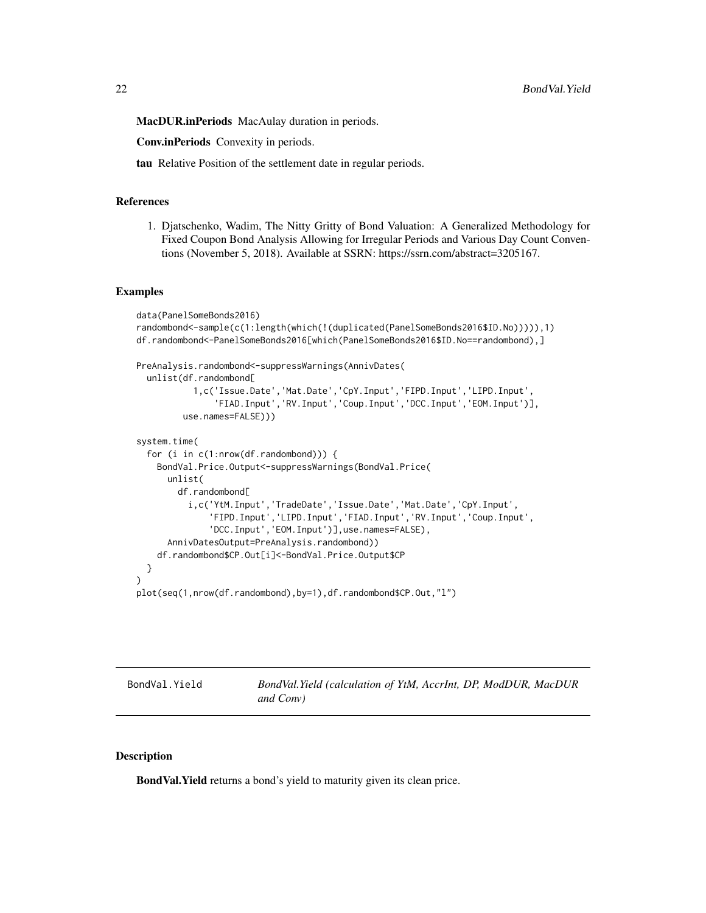**MacDUR.inPeriods** MacAulay duration in periods.

**Conv.inPeriods** Convexity in periods.

**tau** Relative Position of the settlement date in regular periods.

## References

1. Djatschenko, Wadim, The Nitty Gritty of Bond Valuation: A Generalized Methodology for Fixed Coupon Bond Analysis Allowing for Irregular Periods and Various Day Count Conventions (November 5, 2018). Available at SSRN: https://ssrn.com/abstract=3205167.

## Examples

```
data(PanelSomeBonds2016)
randombond<-sample(c(1:length(which(!(duplicated(PanelSomeBonds2016$ID.No))))),1)
df.randombond<-PanelSomeBonds2016[which(PanelSomeBonds2016$ID.No==randombond),]

PreAnalysis.randombond<-suppressWarnings(AnnivDates(
  unlist(df.randombond[
           1,c('Issue.Date','Mat.Date','CpY.Input','FIPD.Input','LIPD.Input',
               'FIAD.Input','RV.Input','Coup.Input','DCC.Input','EOM.Input')],
         use.names=FALSE)))

system.time(
  for (i in c(1:nrow(df.randombond))) {
    BondVal.Price.Output<-suppressWarnings(BondVal.Price(
      unlist(
        df.randombond[
          i,c('YtM.Input','TradeDate','Issue.Date','Mat.Date','CpY.Input',
              'FIPD.Input','LIPD.Input','FIAD.Input','RV.Input','Coup.Input',
              'DCC.Input','EOM.Input')],use.names=FALSE),
      AnnivDatesOutput=PreAnalysis.randombond))
    df.randombond$CP.Out[i]<-BondVal.Price.Output$CP
  }
)
plot(seq(1,nrow(df.randombond),by=1),df.randombond$CP.Out,"l")
```

---

# BondVal.Yield — *BondVal.Yield (calculation of YtM, AccrInt, DP, ModDUR, MacDUR and Conv)*

## Description

**BondVal.Yield** returns a bond's yield to maturity given its clean price.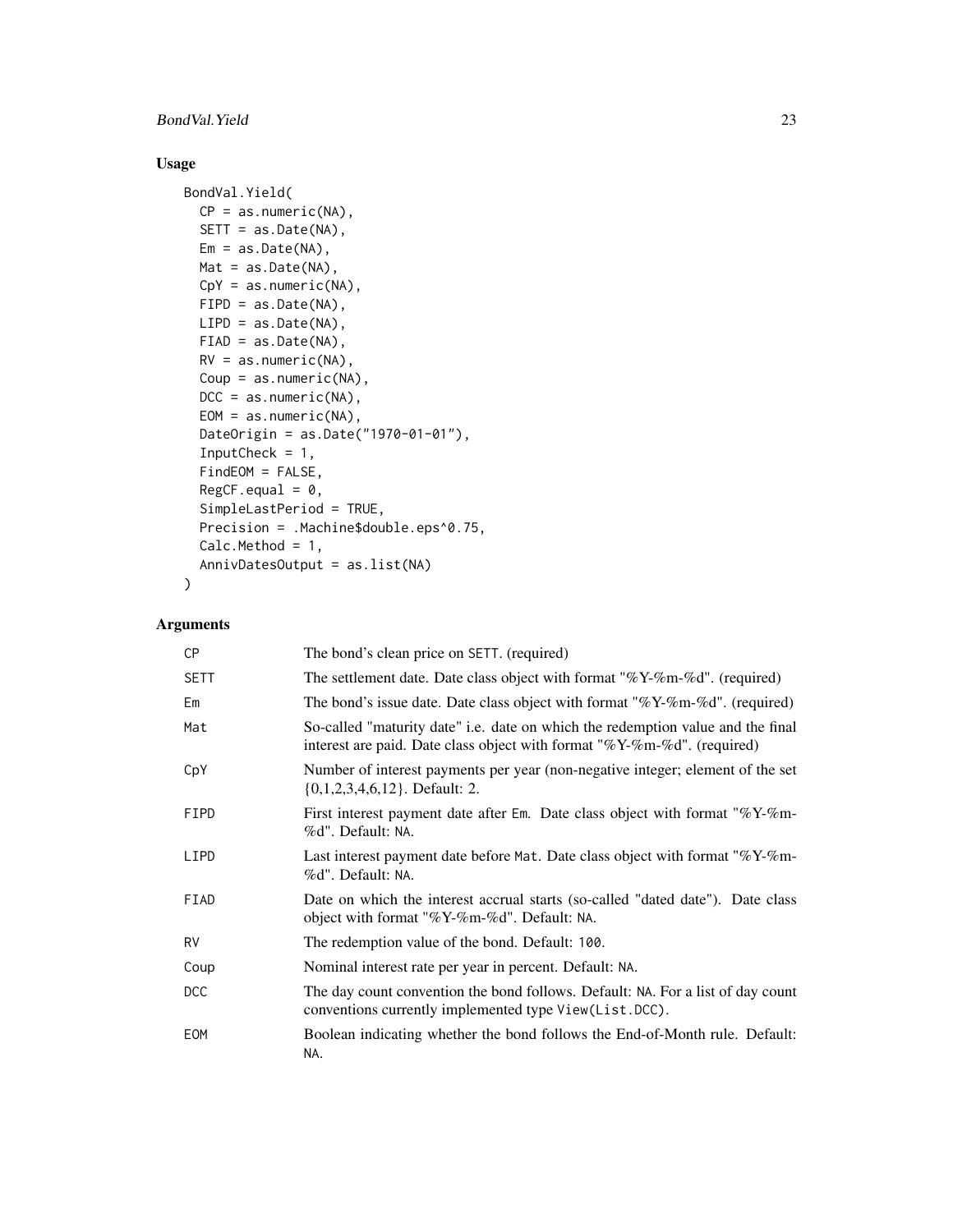## Usage

```
BondVal.Yield(
  CP = as.numeric(NA),
  SETT = as.Date(NA),
  Em = as.Date(NA),
  Mat = as.Date(NA),
  CpY = as.numeric(NA),
  FIPD = as.Date(NA),
  LIPD = as.Date(NA),
  FIAD = as.Date(NA),
  RV = as.numeric(NA),
  Coup = as.numeric(NA),
  DCC = as.numeric(NA),
  EOM = as.numeric(NA),
  DateOrigin = as.Date("1970-01-01"),
  InputCheck = 1,
  FindEOM = FALSE,
  RegCF.equal = 0,
  SimpleLastPeriod = TRUE,
  Precision = .Machine$double.eps^0.75,
  Calc.Method = 1,
  AnnivDatesOutput = as.list(NA)
)
```

## Arguments

| | |
|---|---|
| CP | The bond's clean price on SETT. (required) |
| SETT | The settlement date. Date class object with format "%Y-%m-%d". (required) |
| Em | The bond's issue date. Date class object with format "%Y-%m-%d". (required) |
| Mat | So-called "maturity date" i.e. date on which the redemption value and the final interest are paid. Date class object with format "%Y-%m-%d". (required) |
| CpY | Number of interest payments per year (non-negative integer; element of the set {0,1,2,3,4,6,12}. Default: 2. |
| FIPD | First interest payment date after Em. Date class object with format "%Y-%m-%d". Default: NA. |
| LIPD | Last interest payment date before Mat. Date class object with format "%Y-%m-%d". Default: NA. |
| FIAD | Date on which the interest accrual starts (so-called "dated date"). Date class object with format "%Y-%m-%d". Default: NA. |
| RV | The redemption value of the bond. Default: 100. |
| Coup | Nominal interest rate per year in percent. Default: NA. |
| DCC | The day count convention the bond follows. Default: NA. For a list of day count conventions currently implemented type View(List.DCC). |
| EOM | Boolean indicating whether the bond follows the End-of-Month rule. Default: NA. |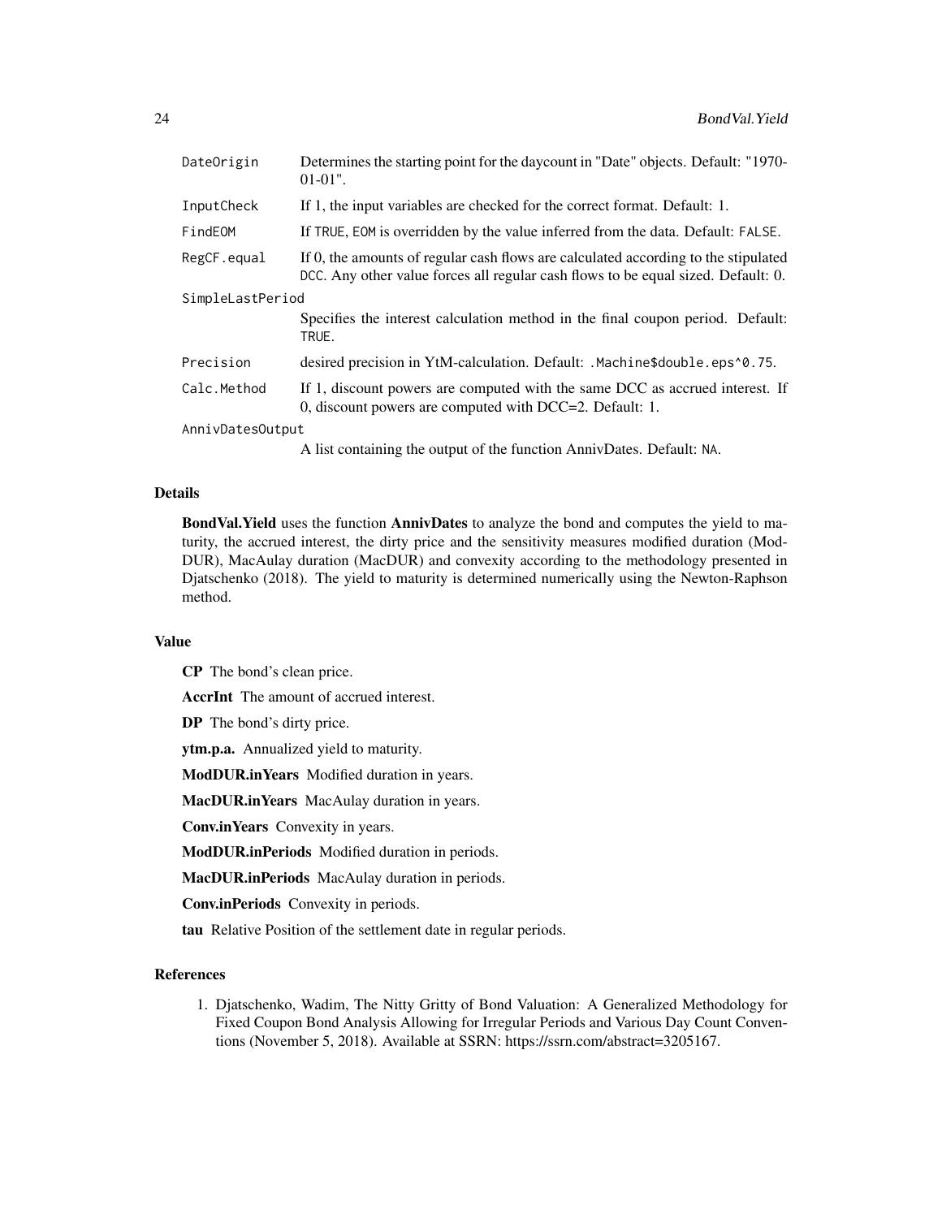| | |
|---|---|
| `DateOrigin` | Determines the starting point for the daycount in "Date" objects. Default: "1970-01-01". |
| `InputCheck` | If 1, the input variables are checked for the correct format. Default: 1. |
| `FindEOM` | If `TRUE`, `EOM` is overridden by the value inferred from the data. Default: `FALSE`. |
| `RegCF.equal` | If 0, the amounts of regular cash flows are calculated according to the stipulated `DCC`. Any other value forces all regular cash flows to be equal sized. Default: 0. |
| `SimpleLastPeriod` | Specifies the interest calculation method in the final coupon period. Default: `TRUE`. |
| `Precision` | desired precision in YtM-calculation. Default: `.Machine$double.eps^0.75`. |
| `Calc.Method` | If 1, discount powers are computed with the same DCC as accrued interest. If 0, discount powers are computed with DCC=2. Default: 1. |
| `AnnivDatesOutput` | A list containing the output of the function AnnivDates. Default: `NA`. |

## Details

**BondVal.Yield** uses the function **AnnivDates** to analyze the bond and computes the yield to maturity, the accrued interest, the dirty price and the sensitivity measures modified duration (ModDUR), MacAulay duration (MacDUR) and convexity according to the methodology presented in Djatschenko (2018). The yield to maturity is determined numerically using the Newton-Raphson method.

## Value

**CP** The bond's clean price.

**AccrInt** The amount of accrued interest.

**DP** The bond's dirty price.

**ytm.p.a.** Annualized yield to maturity.

**ModDUR.inYears** Modified duration in years.

**MacDUR.inYears** MacAulay duration in years.

**Conv.inYears** Convexity in years.

**ModDUR.inPeriods** Modified duration in periods.

**MacDUR.inPeriods** MacAulay duration in periods.

**Conv.inPeriods** Convexity in periods.

**tau** Relative Position of the settlement date in regular periods.

## References

1. Djatschenko, Wadim, The Nitty Gritty of Bond Valuation: A Generalized Methodology for Fixed Coupon Bond Analysis Allowing for Irregular Periods and Various Day Count Conventions (November 5, 2018). Available at SSRN: https://ssrn.com/abstract=3205167.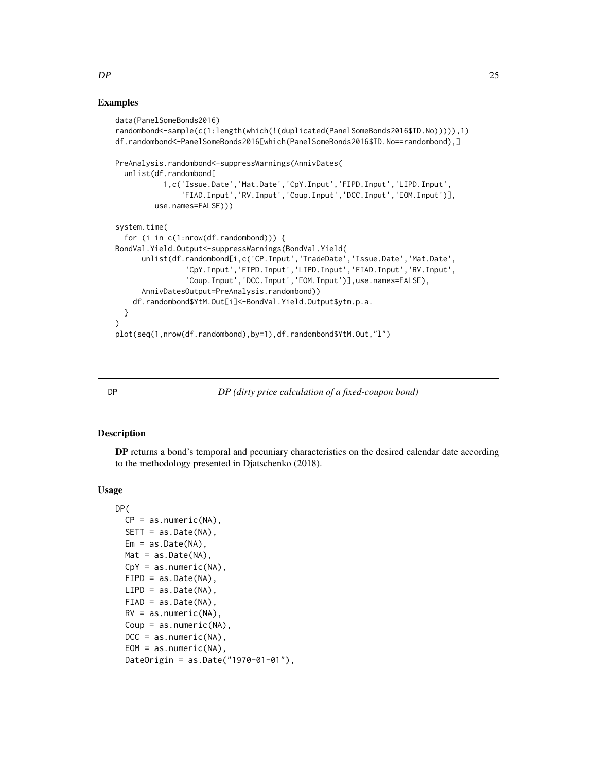## Examples

```
data(PanelSomeBonds2016)
randombond<-sample(c(1:length(which(!(duplicated(PanelSomeBonds2016$ID.No))))),1)
df.randombond<-PanelSomeBonds2016[which(PanelSomeBonds2016$ID.No==randombond),]

PreAnalysis.randombond<-suppressWarnings(AnnivDates(
  unlist(df.randombond[
          1,c('Issue.Date','Mat.Date','CpY.Input','FIPD.Input','LIPD.Input',
              'FIAD.Input','RV.Input','Coup.Input','DCC.Input','EOM.Input')],
        use.names=FALSE)))

system.time(
  for (i in c(1:nrow(df.randombond))) {
BondVal.Yield.Output<-suppressWarnings(BondVal.Yield(
      unlist(df.randombond[i,c('CP.Input','TradeDate','Issue.Date','Mat.Date',
                'CpY.Input','FIPD.Input','LIPD.Input','FIAD.Input','RV.Input',
                'Coup.Input','DCC.Input','EOM.Input')],use.names=FALSE),
      AnnivDatesOutput=PreAnalysis.randombond))
    df.randombond$YtM.Out[i]<-BondVal.Yield.Output$ytm.p.a.
  }
)
plot(seq(1,nrow(df.randombond),by=1),df.randombond$YtM.Out,"l")
```

---

DP *DP (dirty price calculation of a fixed-coupon bond)*

---

## Description

**DP** returns a bond's temporal and pecuniary characteristics on the desired calendar date according to the methodology presented in Djatschenko (2018).

## Usage

```
DP(
  CP = as.numeric(NA),
  SETT = as.Date(NA),
  Em = as.Date(NA),
  Mat = as.Date(NA),
  CpY = as.numeric(NA),
  FIPD = as.Date(NA),
  LIPD = as.Date(NA),
  FIAD = as.Date(NA),
  RV = as.numeric(NA),
  Coup = as.numeric(NA),
  DCC = as.numeric(NA),
  EOM = as.numeric(NA),
  DateOrigin = as.Date("1970-01-01"),
```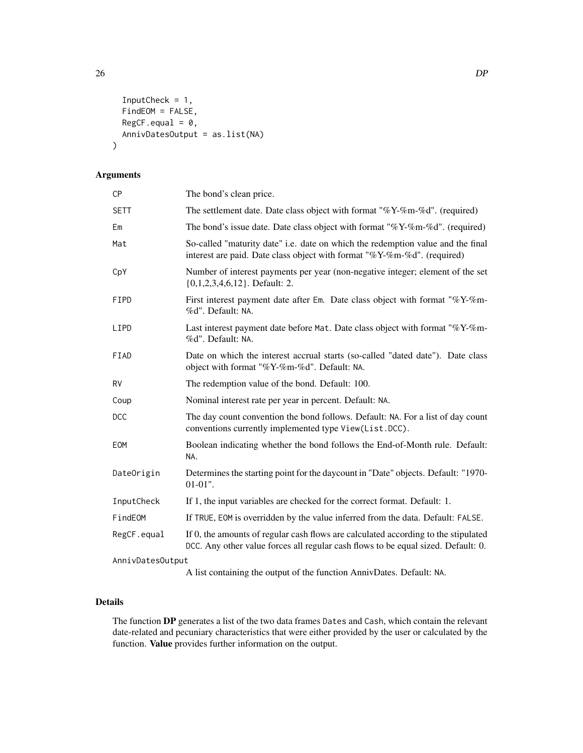```
  InputCheck = 1,
  FindEOM = FALSE,
  RegCF.equal = 0,
  AnnivDatesOutput = as.list(NA)
)
```

## Arguments

| Argument | Description |
|---|---|
| `CP` | The bond's clean price. |
| `SETT` | The settlement date. Date class object with format "%Y-%m-%d". (required) |
| `Em` | The bond's issue date. Date class object with format "%Y-%m-%d". (required) |
| `Mat` | So-called "maturity date" i.e. date on which the redemption value and the final interest are paid. Date class object with format "%Y-%m-%d". (required) |
| `CpY` | Number of interest payments per year (non-negative integer; element of the set {0,1,2,3,4,6,12}. Default: 2. |
| `FIPD` | First interest payment date after `Em`. Date class object with format "%Y-%m-%d". Default: `NA`. |
| `LIPD` | Last interest payment date before `Mat`. Date class object with format "%Y-%m-%d". Default: `NA`. |
| `FIAD` | Date on which the interest accrual starts (so-called "dated date"). Date class object with format "%Y-%m-%d". Default: `NA`. |
| `RV` | The redemption value of the bond. Default: 100. |
| `Coup` | Nominal interest rate per year in percent. Default: `NA`. |
| `DCC` | The day count convention the bond follows. Default: `NA`. For a list of day count conventions currently implemented type `View(List.DCC)`. |
| `EOM` | Boolean indicating whether the bond follows the End-of-Month rule. Default: `NA`. |
| `DateOrigin` | Determines the starting point for the daycount in "Date" objects. Default: "1970-01-01". |
| `InputCheck` | If 1, the input variables are checked for the correct format. Default: 1. |
| `FindEOM` | If `TRUE`, `EOM` is overridden by the value inferred from the data. Default: `FALSE`. |
| `RegCF.equal` | If 0, the amounts of regular cash flows are calculated according to the stipulated `DCC`. Any other value forces all regular cash flows to be equal sized. Default: 0. |
| `AnnivDatesOutput` | A list containing the output of the function AnnivDates. Default: `NA`. |

## Details

The function **DP** generates a list of the two data frames `Dates` and `Cash`, which contain the relevant date-related and pecuniary characteristics that were either provided by the user or calculated by the function. **Value** provides further information on the output.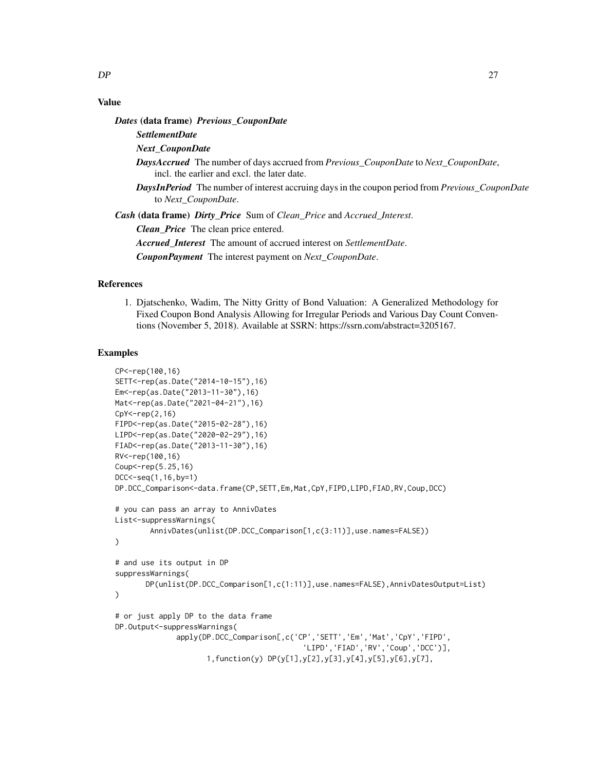## Value

***Dates*** **(data frame)** ***Previous_CouponDate***

***SettlementDate***

***Next_CouponDate***

***DaysAccrued*** The number of days accrued from *Previous_CouponDate* to *Next_CouponDate*, incl. the earlier and excl. the later date.

***DaysInPeriod*** The number of interest accruing days in the coupon period from *Previous_CouponDate* to *Next_CouponDate*.

***Cash*** **(data frame)** ***Dirty_Price*** Sum of *Clean_Price* and *Accrued_Interest*.

***Clean_Price*** The clean price entered.

***Accrued_Interest*** The amount of accrued interest on *SettlementDate*.

***CouponPayment*** The interest payment on *Next_CouponDate*.

## References

1. Djatschenko, Wadim, The Nitty Gritty of Bond Valuation: A Generalized Methodology for Fixed Coupon Bond Analysis Allowing for Irregular Periods and Various Day Count Conventions (November 5, 2018). Available at SSRN: https://ssrn.com/abstract=3205167.

## Examples

```
CP<-rep(100,16)
SETT<-rep(as.Date("2014-10-15"),16)
Em<-rep(as.Date("2013-11-30"),16)
Mat<-rep(as.Date("2021-04-21"),16)
CpY<-rep(2,16)
FIPD<-rep(as.Date("2015-02-28"),16)
LIPD<-rep(as.Date("2020-02-29"),16)
FIAD<-rep(as.Date("2013-11-30"),16)
RV<-rep(100,16)
Coup<-rep(5.25,16)
DCC<-seq(1,16,by=1)
DP.DCC_Comparison<-data.frame(CP,SETT,Em,Mat,CpY,FIPD,LIPD,FIAD,RV,Coup,DCC)

# you can pass an array to AnnivDates
List<-suppressWarnings(
        AnnivDates(unlist(DP.DCC_Comparison[1,c(3:11)],use.names=FALSE))
)

# and use its output in DP
suppressWarnings(
       DP(unlist(DP.DCC_Comparison[1,c(1:11)],use.names=FALSE),AnnivDatesOutput=List)
)

# or just apply DP to the data frame
DP.Output<-suppressWarnings(
              apply(DP.DCC_Comparison[,c('CP','SETT','Em','Mat','CpY','FIPD',
                                         'LIPD','FIAD','RV','Coup','DCC')],
                    1,function(y) DP(y[1],y[2],y[3],y[4],y[5],y[6],y[7],
```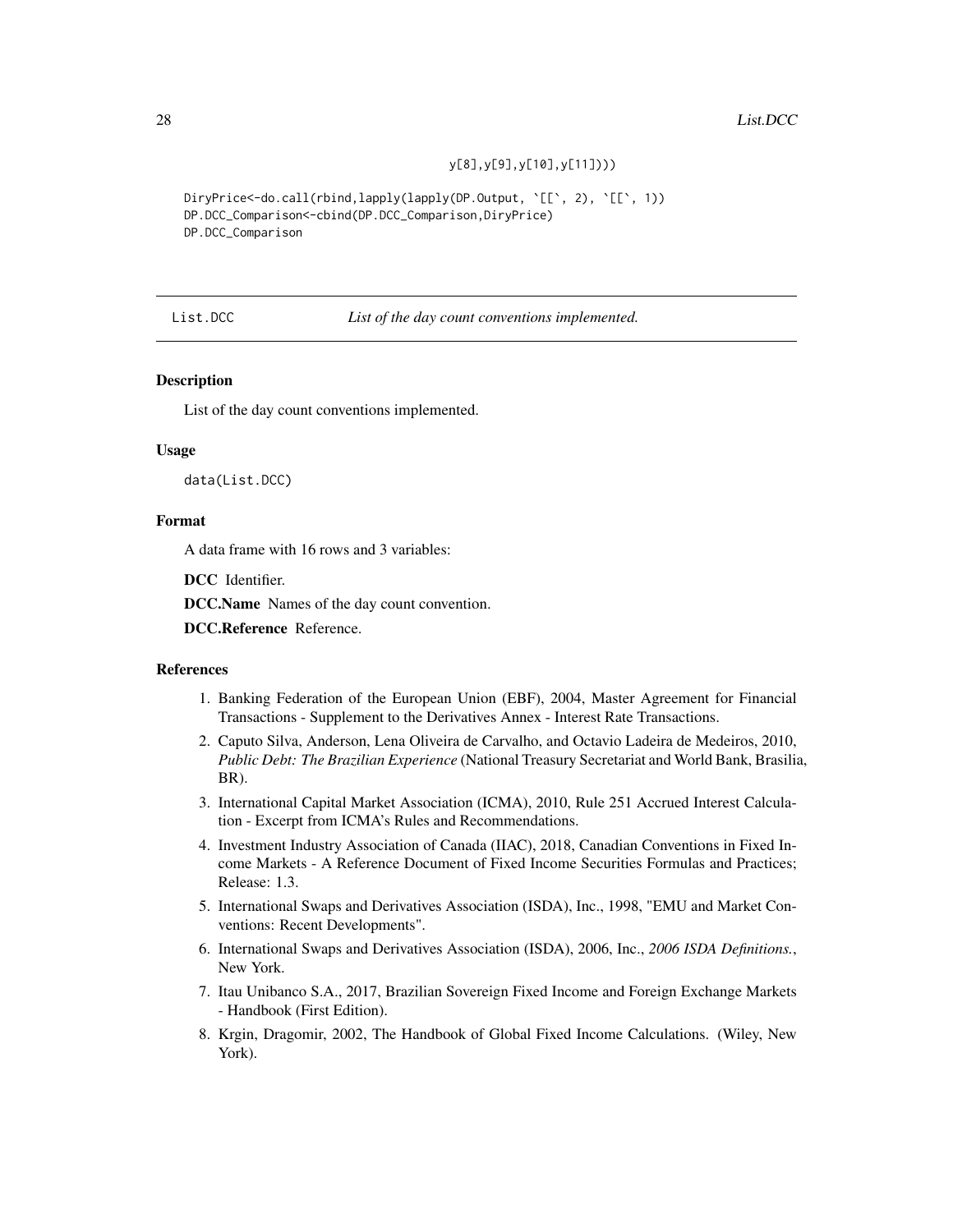```
                                        y[8],y[9],y[10],y[11]))

DiryPrice<-do.call(rbind,lapply(lapply(DP.Output, `[[`, 2), `[[`, 1))
DP.DCC_Comparison<-cbind(DP.DCC_Comparison,DiryPrice)
DP.DCC_Comparison
```

## List.DCC — *List of the day count conventions implemented.*

### Description

List of the day count conventions implemented.

### Usage

```
data(List.DCC)
```

### Format

A data frame with 16 rows and 3 variables:

**DCC** Identifier.

**DCC.Name** Names of the day count convention.

**DCC.Reference** Reference.

### References

1. Banking Federation of the European Union (EBF), 2004, Master Agreement for Financial Transactions - Supplement to the Derivatives Annex - Interest Rate Transactions.
2. Caputo Silva, Anderson, Lena Oliveira de Carvalho, and Octavio Ladeira de Medeiros, 2010, *Public Debt: The Brazilian Experience* (National Treasury Secretariat and World Bank, Brasilia, BR).
3. International Capital Market Association (ICMA), 2010, Rule 251 Accrued Interest Calculation - Excerpt from ICMA's Rules and Recommendations.
4. Investment Industry Association of Canada (IIAC), 2018, Canadian Conventions in Fixed Income Markets - A Reference Document of Fixed Income Securities Formulas and Practices; Release: 1.3.
5. International Swaps and Derivatives Association (ISDA), Inc., 1998, "EMU and Market Conventions: Recent Developments".
6. International Swaps and Derivatives Association (ISDA), 2006, Inc., *2006 ISDA Definitions.*, New York.
7. Itau Unibanco S.A., 2017, Brazilian Sovereign Fixed Income and Foreign Exchange Markets - Handbook (First Edition).
8. Krgin, Dragomir, 2002, The Handbook of Global Fixed Income Calculations. (Wiley, New York).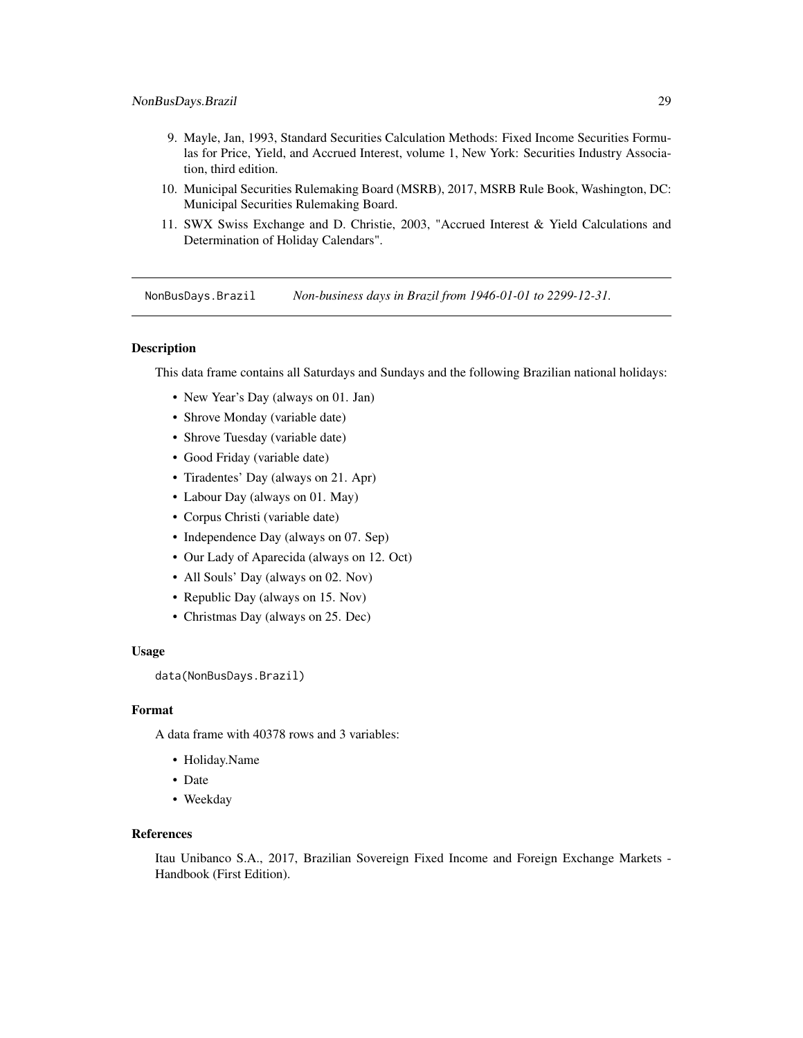9. Mayle, Jan, 1993, Standard Securities Calculation Methods: Fixed Income Securities Formulas for Price, Yield, and Accrued Interest, volume 1, New York: Securities Industry Association, third edition.
10. Municipal Securities Rulemaking Board (MSRB), 2017, MSRB Rule Book, Washington, DC: Municipal Securities Rulemaking Board.
11. SWX Swiss Exchange and D. Christie, 2003, "Accrued Interest & Yield Calculations and Determination of Holiday Calendars".

---

## NonBusDays.Brazil — *Non-business days in Brazil from 1946-01-01 to 2299-12-31.*

---

### Description

This data frame contains all Saturdays and Sundays and the following Brazilian national holidays:

- New Year's Day (always on 01. Jan)
- Shrove Monday (variable date)
- Shrove Tuesday (variable date)
- Good Friday (variable date)
- Tiradentes' Day (always on 21. Apr)
- Labour Day (always on 01. May)
- Corpus Christi (variable date)
- Independence Day (always on 07. Sep)
- Our Lady of Aparecida (always on 12. Oct)
- All Souls' Day (always on 02. Nov)
- Republic Day (always on 15. Nov)
- Christmas Day (always on 25. Dec)

### Usage

```
data(NonBusDays.Brazil)
```

### Format

A data frame with 40378 rows and 3 variables:

- Holiday.Name
- Date
- Weekday

### References

Itau Unibanco S.A., 2017, Brazilian Sovereign Fixed Income and Foreign Exchange Markets - Handbook (First Edition).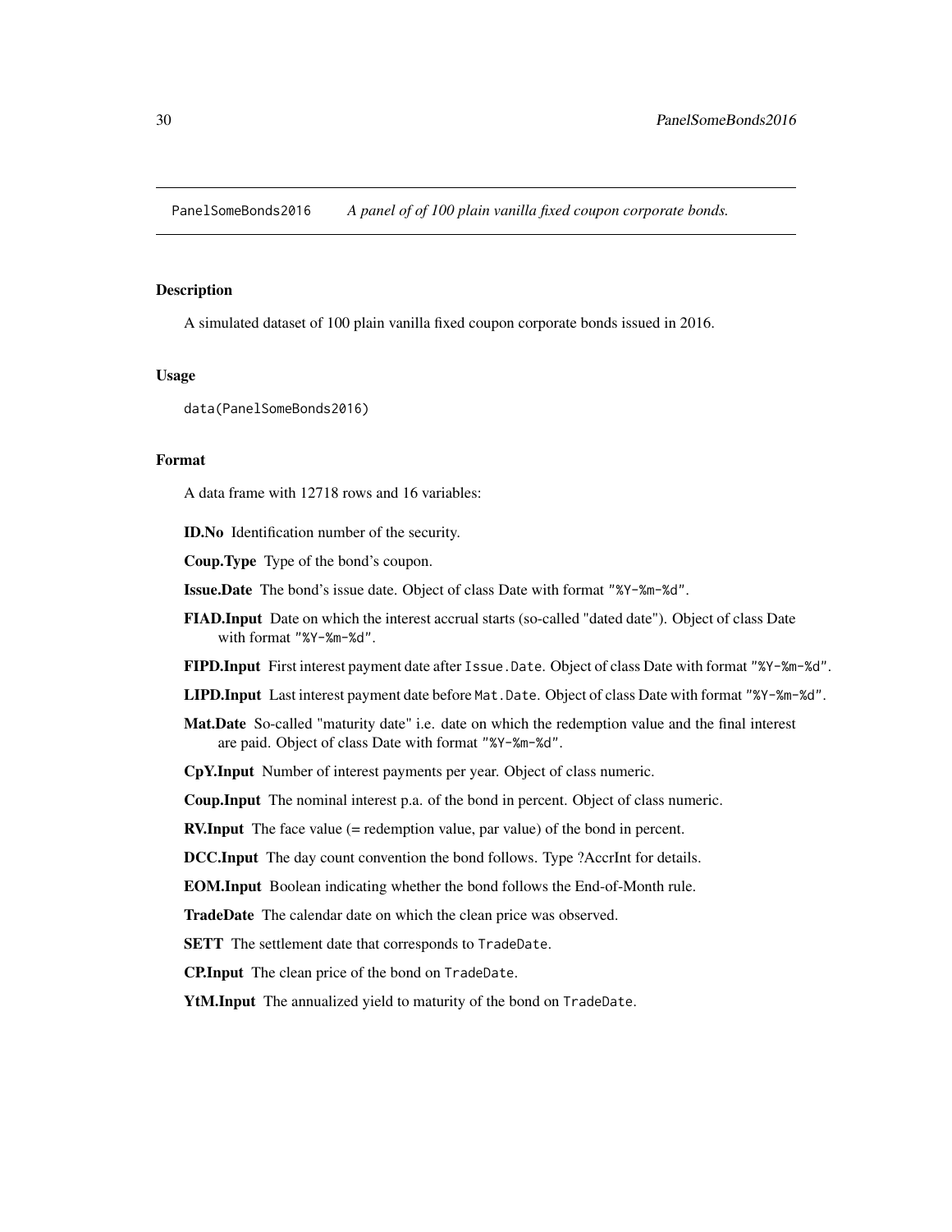PanelSomeBonds2016 *A panel of of 100 plain vanilla fixed coupon corporate bonds.*

## Description

A simulated dataset of 100 plain vanilla fixed coupon corporate bonds issued in 2016.

## Usage

```
data(PanelSomeBonds2016)
```

## Format

A data frame with 12718 rows and 16 variables:

**ID.No** Identification number of the security.

**Coup.Type** Type of the bond's coupon.

**Issue.Date** The bond's issue date. Object of class Date with format `"%Y-%m-%d"`.

**FIAD.Input** Date on which the interest accrual starts (so-called "dated date"). Object of class Date with format `"%Y-%m-%d"`.

**FIPD.Input** First interest payment date after `Issue.Date`. Object of class Date with format `"%Y-%m-%d"`.

**LIPD.Input** Last interest payment date before `Mat.Date`. Object of class Date with format `"%Y-%m-%d"`.

**Mat.Date** So-called "maturity date" i.e. date on which the redemption value and the final interest are paid. Object of class Date with format `"%Y-%m-%d"`.

**CpY.Input** Number of interest payments per year. Object of class numeric.

**Coup.Input** The nominal interest p.a. of the bond in percent. Object of class numeric.

**RV.Input** The face value (= redemption value, par value) of the bond in percent.

**DCC.Input** The day count convention the bond follows. Type ?AccrInt for details.

**EOM.Input** Boolean indicating whether the bond follows the End-of-Month rule.

**TradeDate** The calendar date on which the clean price was observed.

**SETT** The settlement date that corresponds to `TradeDate`.

**CP.Input** The clean price of the bond on `TradeDate`.

**YtM.Input** The annualized yield to maturity of the bond on `TradeDate`.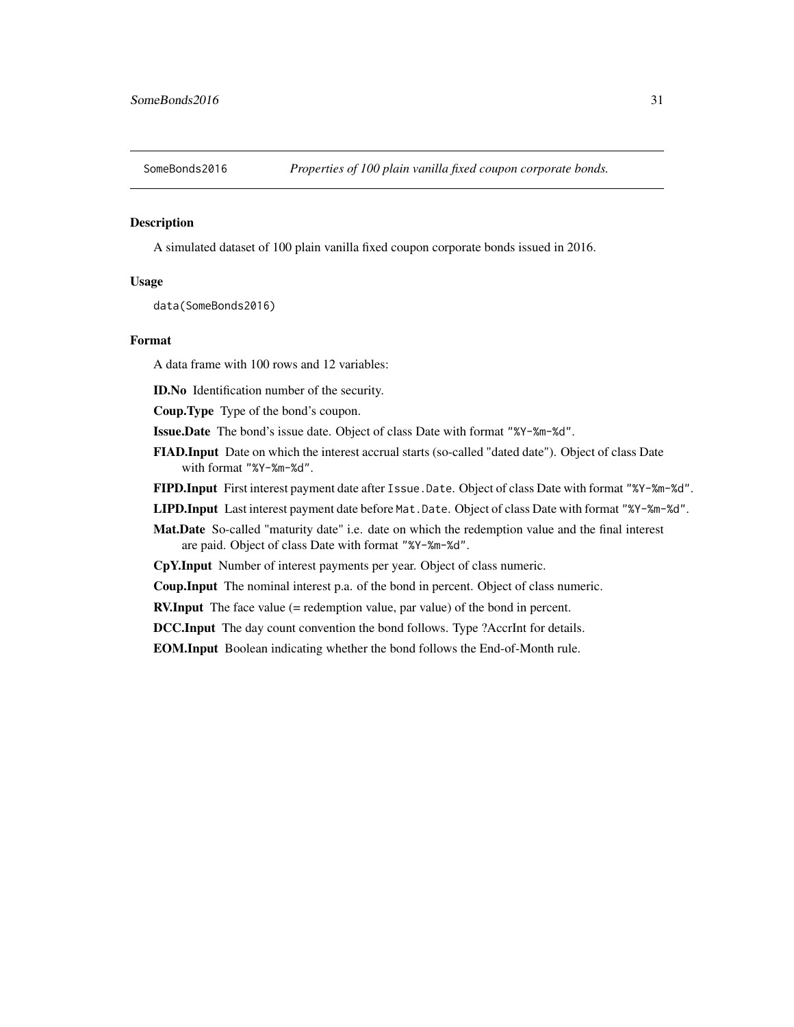SomeBonds2016 *Properties of 100 plain vanilla fixed coupon corporate bonds.*

## Description

A simulated dataset of 100 plain vanilla fixed coupon corporate bonds issued in 2016.

## Usage

```
data(SomeBonds2016)
```

## Format

A data frame with 100 rows and 12 variables:

**ID.No** Identification number of the security.

**Coup.Type** Type of the bond's coupon.

**Issue.Date** The bond's issue date. Object of class Date with format `"%Y-%m-%d"`.

**FIAD.Input** Date on which the interest accrual starts (so-called "dated date"). Object of class Date with format `"%Y-%m-%d"`.

**FIPD.Input** First interest payment date after `Issue.Date`. Object of class Date with format `"%Y-%m-%d"`.

**LIPD.Input** Last interest payment date before `Mat.Date`. Object of class Date with format `"%Y-%m-%d"`.

**Mat.Date** So-called "maturity date" i.e. date on which the redemption value and the final interest are paid. Object of class Date with format `"%Y-%m-%d"`.

**CpY.Input** Number of interest payments per year. Object of class numeric.

**Coup.Input** The nominal interest p.a. of the bond in percent. Object of class numeric.

**RV.Input** The face value (= redemption value, par value) of the bond in percent.

**DCC.Input** The day count convention the bond follows. Type ?AccrInt for details.

**EOM.Input** Boolean indicating whether the bond follows the End-of-Month rule.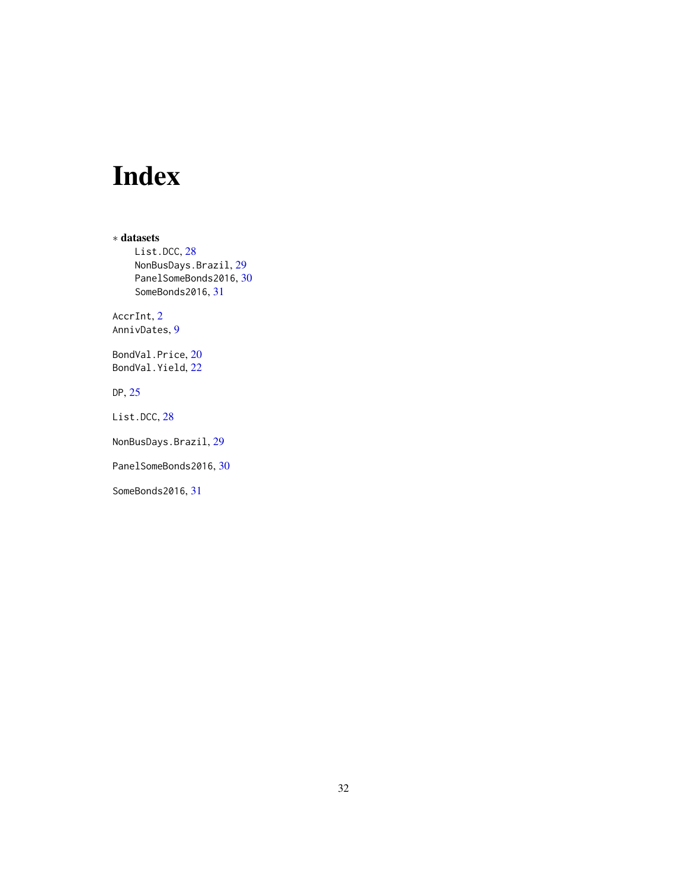# Index

∗ **datasets**
    List.DCC, 28
    NonBusDays.Brazil, 29
    PanelSomeBonds2016, 30
    SomeBonds2016, 31

AccrInt, 2
AnnivDates, 9

BondVal.Price, 20
BondVal.Yield, 22

DP, 25

List.DCC, 28

NonBusDays.Brazil, 29

PanelSomeBonds2016, 30

SomeBonds2016, 31